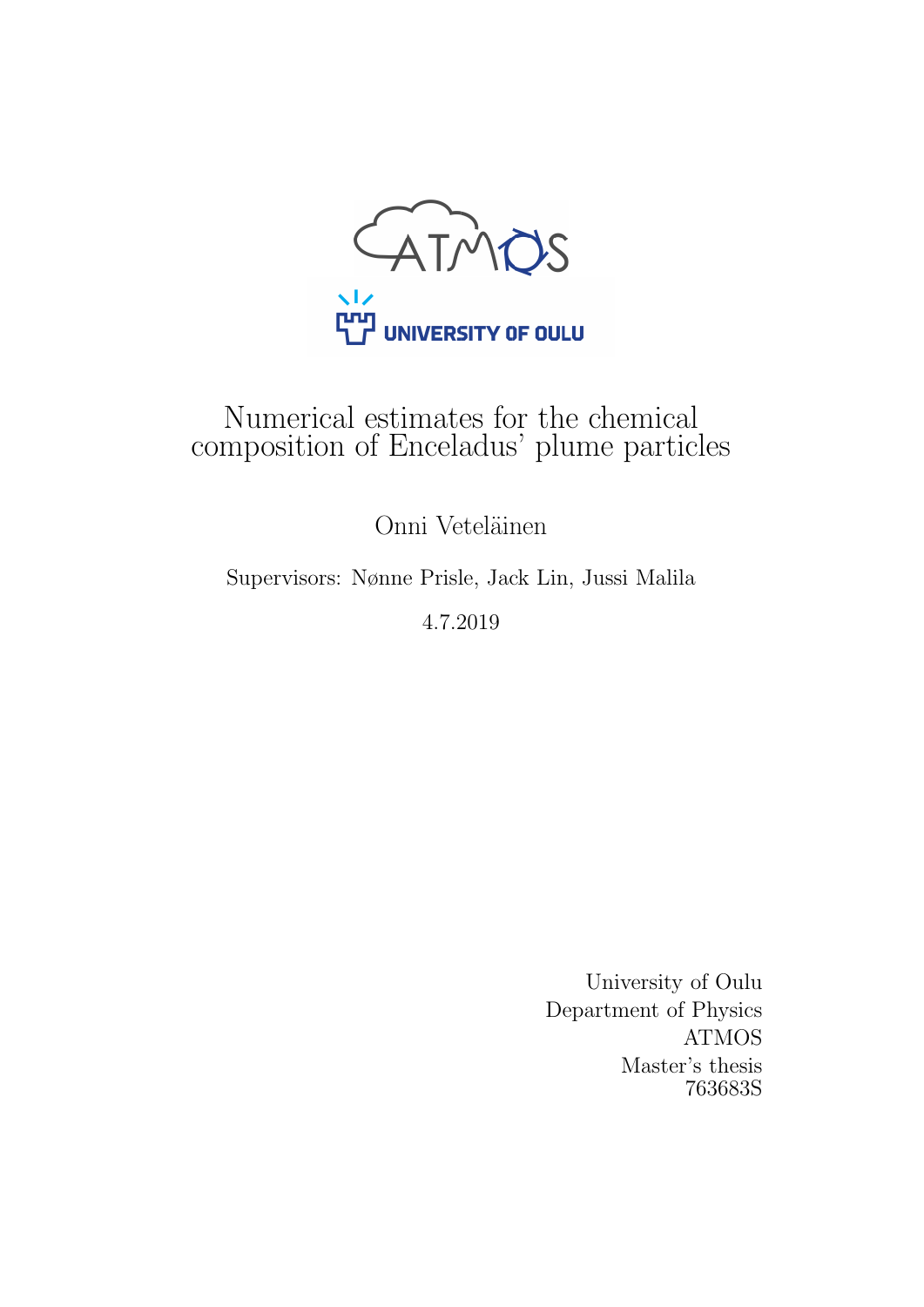ATMOS

UNIVERSITY OF OULU

# Numerical estimates for the chemical composition of Enceladus' plume particles

Onni Veteläinen

Supervisors: Nønne Prisle, Jack Lin, Jussi Malila

4.7.2019

University of Oulu
Department of Physics
ATMOS
Master's thesis
763683S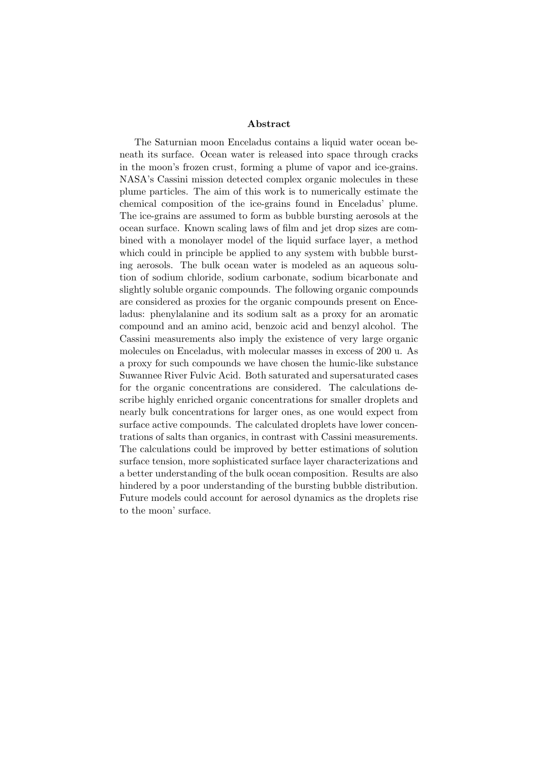## Abstract

The Saturnian moon Enceladus contains a liquid water ocean beneath its surface. Ocean water is released into space through cracks in the moon's frozen crust, forming a plume of vapor and ice-grains. NASA's Cassini mission detected complex organic molecules in these plume particles. The aim of this work is to numerically estimate the chemical composition of the ice-grains found in Enceladus' plume. The ice-grains are assumed to form as bubble bursting aerosols at the ocean surface. Known scaling laws of film and jet drop sizes are combined with a monolayer model of the liquid surface layer, a method which could in principle be applied to any system with bubble bursting aerosols. The bulk ocean water is modeled as an aqueous solution of sodium chloride, sodium carbonate, sodium bicarbonate and slightly soluble organic compounds. The following organic compounds are considered as proxies for the organic compounds present on Enceladus: phenylalanine and its sodium salt as a proxy for an aromatic compound and an amino acid, benzoic acid and benzyl alcohol. The Cassini measurements also imply the existence of very large organic molecules on Enceladus, with molecular masses in excess of 200 u. As a proxy for such compounds we have chosen the humic-like substance Suwannee River Fulvic Acid. Both saturated and supersaturated cases for the organic concentrations are considered. The calculations describe highly enriched organic concentrations for smaller droplets and nearly bulk concentrations for larger ones, as one would expect from surface active compounds. The calculated droplets have lower concentrations of salts than organics, in contrast with Cassini measurements. The calculations could be improved by better estimations of solution surface tension, more sophisticated surface layer characterizations and a better understanding of the bulk ocean composition. Results are also hindered by a poor understanding of the bursting bubble distribution. Future models could account for aerosol dynamics as the droplets rise to the moon' surface.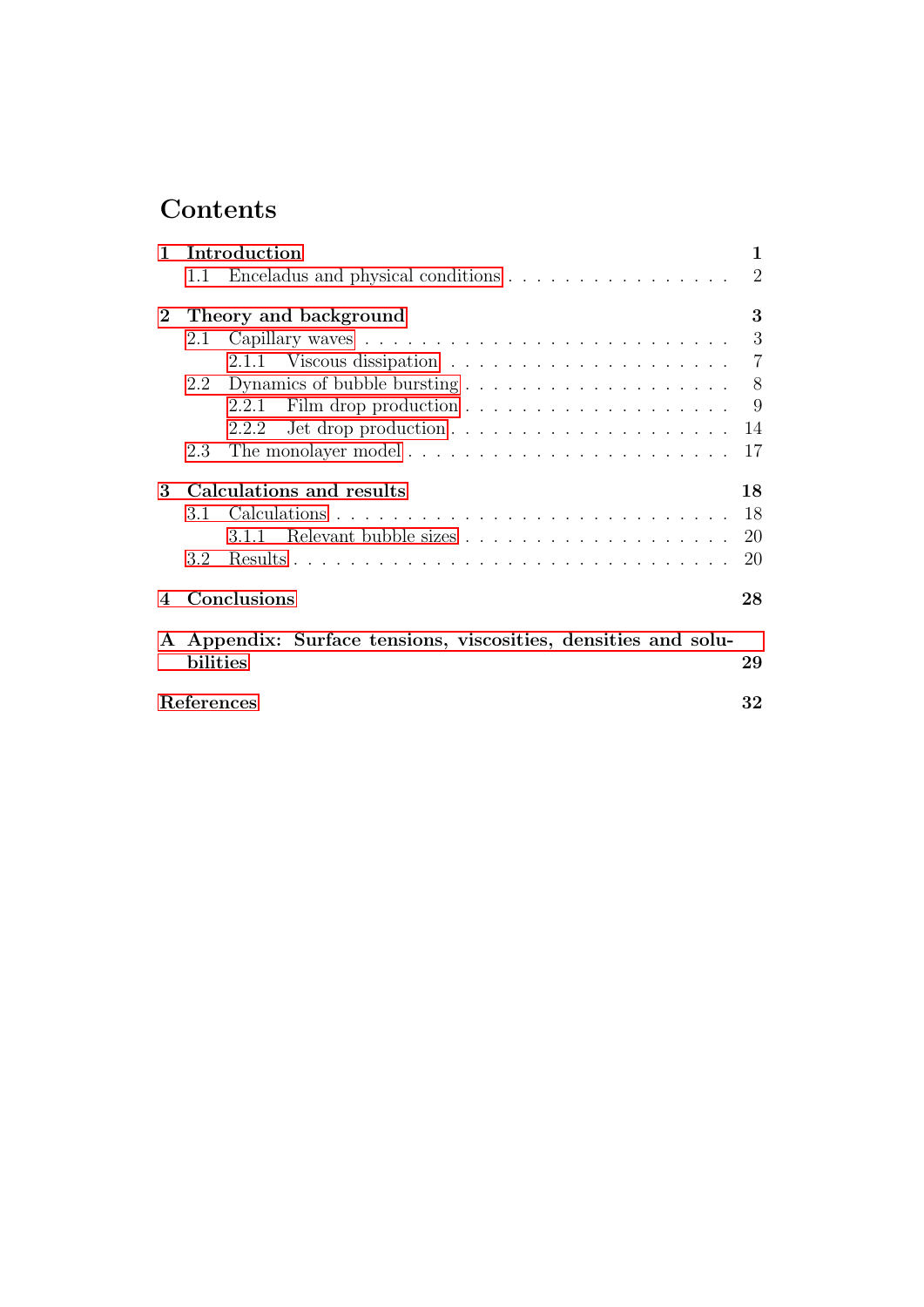# Contents

**1 Introduction** **1**
- 1.1 Enceladus and physical conditions . . . . . . . . . . . . . . . . 2

**2 Theory and background** **3**
- 2.1 Capillary waves . . . . . . . . . . . . . . . . . . . . . . . . . . 3
  - 2.1.1 Viscous dissipation . . . . . . . . . . . . . . . . . . . . 7
- 2.2 Dynamics of bubble bursting . . . . . . . . . . . . . . . . . . . 8
  - 2.2.1 Film drop production . . . . . . . . . . . . . . . . . . . 9
  - 2.2.2 Jet drop production . . . . . . . . . . . . . . . . . . . 14
- 2.3 The monolayer model . . . . . . . . . . . . . . . . . . . . . . . 17

**3 Calculations and results** **18**
- 3.1 Calculations . . . . . . . . . . . . . . . . . . . . . . . . . . . 18
  - 3.1.1 Relevant bubble sizes . . . . . . . . . . . . . . . . . . 20
- 3.2 Results . . . . . . . . . . . . . . . . . . . . . . . . . . . . . 20

**4 Conclusions** **28**

**A Appendix: Surface tensions, viscosities, densities and solubilities** **29**

**References** **32**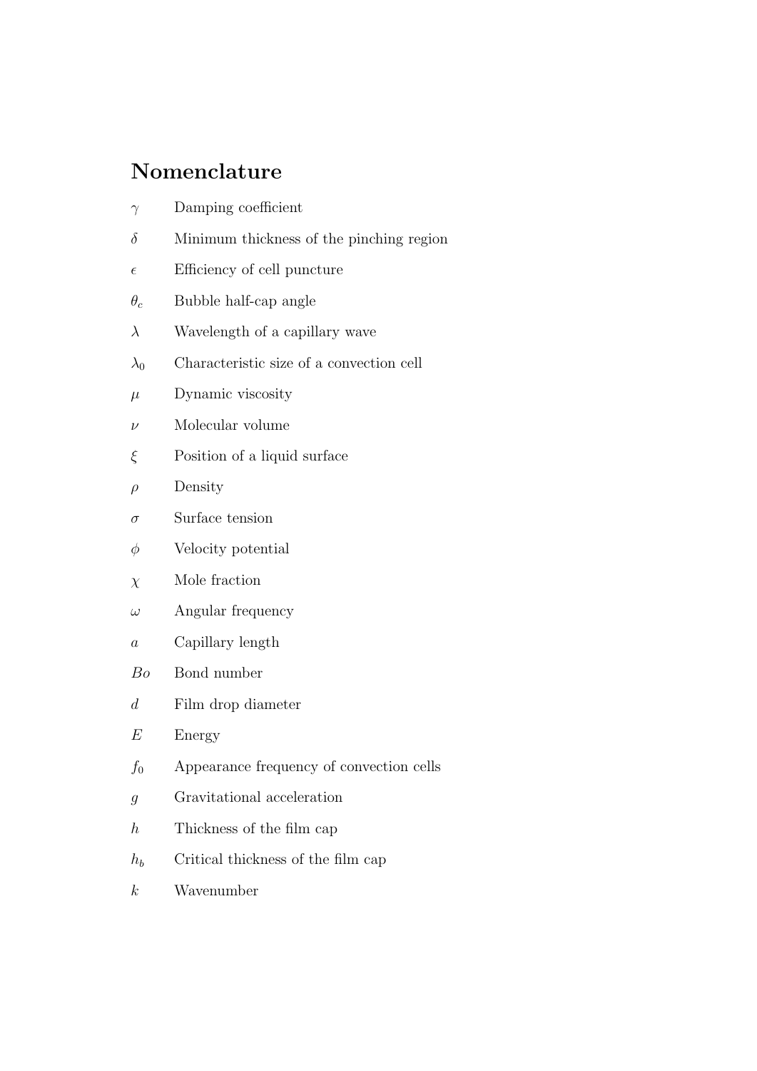# Nomenclature

| | |
|---|---|
| $\gamma$ | Damping coefficient |
| $\delta$ | Minimum thickness of the pinching region |
| $\epsilon$ | Efficiency of cell puncture |
| $\theta_c$ | Bubble half-cap angle |
| $\lambda$ | Wavelength of a capillary wave |
| $\lambda_0$ | Characteristic size of a convection cell |
| $\mu$ | Dynamic viscosity |
| $\nu$ | Molecular volume |
| $\xi$ | Position of a liquid surface |
| $\rho$ | Density |
| $\sigma$ | Surface tension |
| $\phi$ | Velocity potential |
| $\chi$ | Mole fraction |
| $\omega$ | Angular frequency |
| $a$ | Capillary length |
| $Bo$ | Bond number |
| $d$ | Film drop diameter |
| $E$ | Energy |
| $f_0$ | Appearance frequency of convection cells |
| $g$ | Gravitational acceleration |
| $h$ | Thickness of the film cap |
| $h_b$ | Critical thickness of the film cap |
| $k$ | Wavenumber |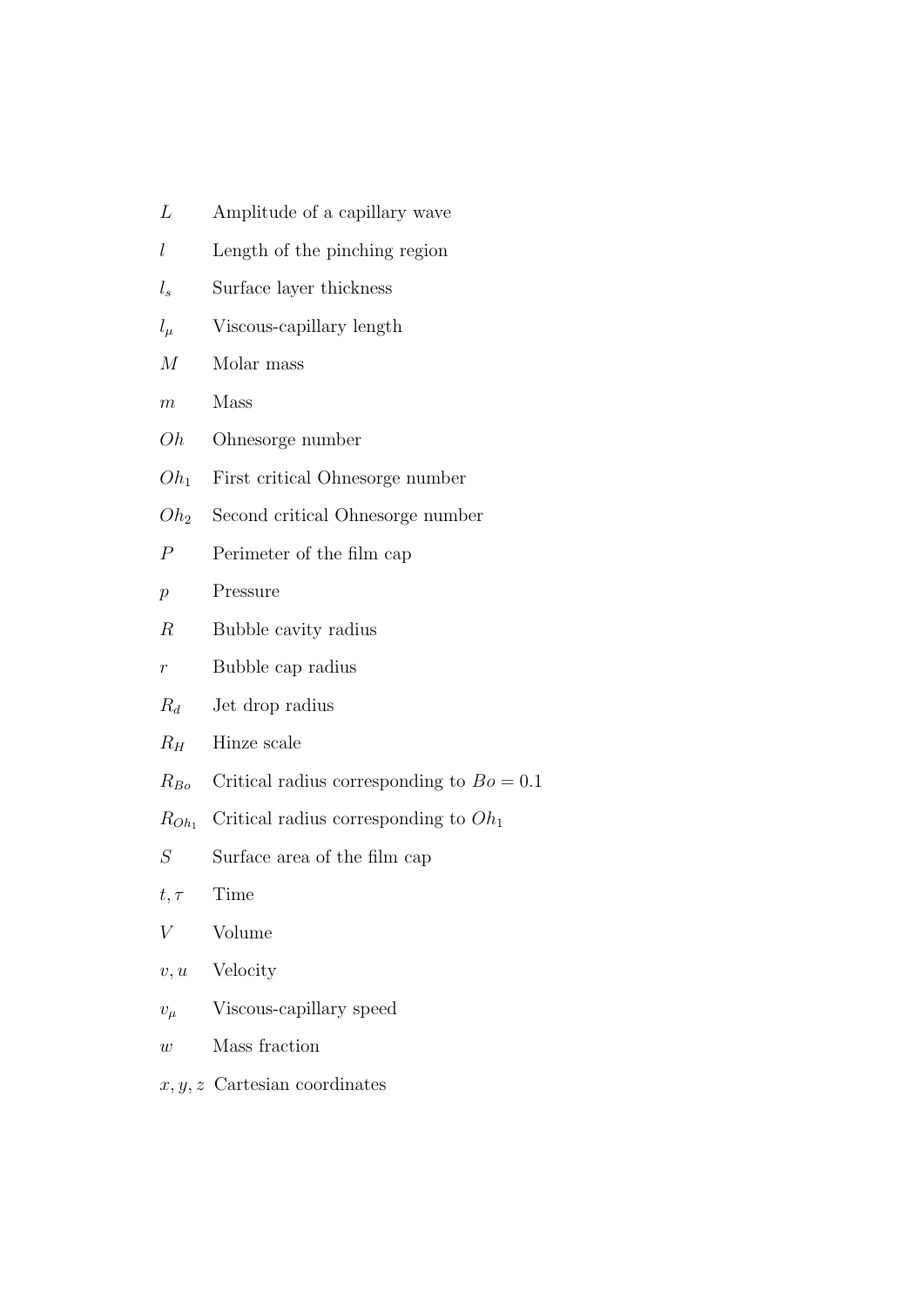| | |
|---|---|
| $L$ | Amplitude of a capillary wave |
| $l$ | Length of the pinching region |
| $l_s$ | Surface layer thickness |
| $l_\mu$ | Viscous-capillary length |
| $M$ | Molar mass |
| $m$ | Mass |
| $Oh$ | Ohnesorge number |
| $Oh_1$ | First critical Ohnesorge number |
| $Oh_2$ | Second critical Ohnesorge number |
| $P$ | Perimeter of the film cap |
| $p$ | Pressure |
| $R$ | Bubble cavity radius |
| $r$ | Bubble cap radius |
| $R_d$ | Jet drop radius |
| $R_H$ | Hinze scale |
| $R_{Bo}$ | Critical radius corresponding to $Bo = 0.1$ |
| $R_{Oh_1}$ | Critical radius corresponding to $Oh_1$ |
| $S$ | Surface area of the film cap |
| $t, \tau$ | Time |
| $V$ | Volume |
| $v, u$ | Velocity |
| $v_\mu$ | Viscous-capillary speed |
| $w$ | Mass fraction |
| $x, y, z$ | Cartesian coordinates |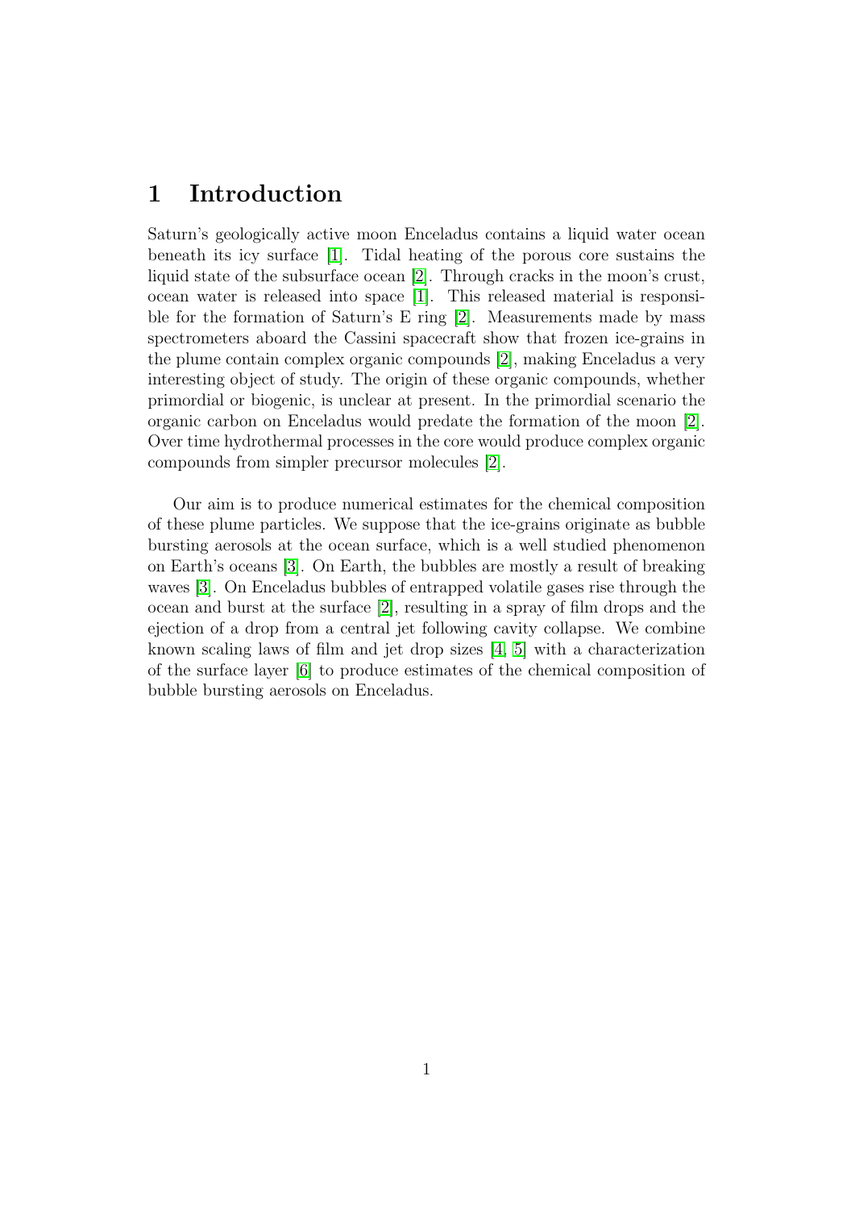# 1 Introduction

Saturn's geologically active moon Enceladus contains a liquid water ocean beneath its icy surface [1]. Tidal heating of the porous core sustains the liquid state of the subsurface ocean [2]. Through cracks in the moon's crust, ocean water is released into space [1]. This released material is responsible for the formation of Saturn's E ring [2]. Measurements made by mass spectrometers aboard the Cassini spacecraft show that frozen ice-grains in the plume contain complex organic compounds [2], making Enceladus a very interesting object of study. The origin of these organic compounds, whether primordial or biogenic, is unclear at present. In the primordial scenario the organic carbon on Enceladus would predate the formation of the moon [2]. Over time hydrothermal processes in the core would produce complex organic compounds from simpler precursor molecules [2].

Our aim is to produce numerical estimates for the chemical composition of these plume particles. We suppose that the ice-grains originate as bubble bursting aerosols at the ocean surface, which is a well studied phenomenon on Earth's oceans [3]. On Earth, the bubbles are mostly a result of breaking waves [3]. On Enceladus bubbles of entrapped volatile gases rise through the ocean and burst at the surface [2], resulting in a spray of film drops and the ejection of a drop from a central jet following cavity collapse. We combine known scaling laws of film and jet drop sizes [4, 5] with a characterization of the surface layer [6] to produce estimates of the chemical composition of bubble bursting aerosols on Enceladus.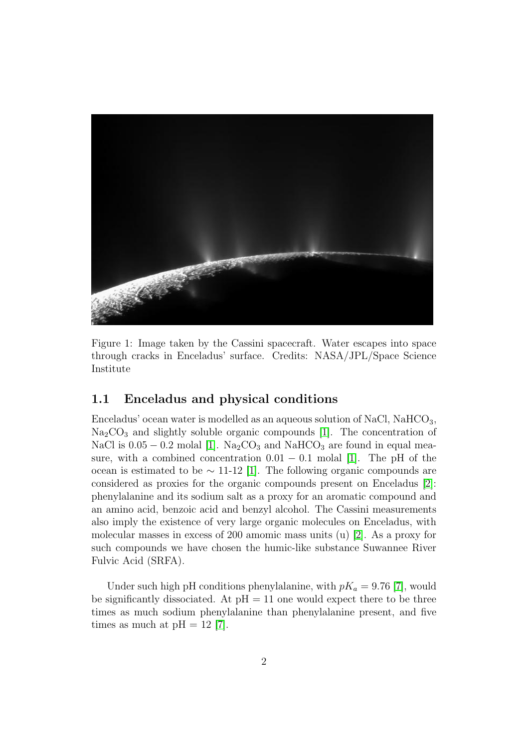Figure 1: Image taken by the Cassini spacecraft. Water escapes into space through cracks in Enceladus' surface. Credits: NASA/JPL/Space Science Institute

## 1.1 Enceladus and physical conditions

Enceladus' ocean water is modelled as an aqueous solution of NaCl, $NaHCO_3$, $Na_2CO_3$ and slightly soluble organic compounds [1]. The concentration of NaCl is $0.05-0.2$ molal [1]. $Na_2CO_3$ and $NaHCO_3$ are found in equal measure, with a combined concentration $0.01-0.1$ molal [1]. The pH of the ocean is estimated to be $\sim$ 11-12 [1]. The following organic compounds are considered as proxies for the organic compounds present on Enceladus [2]: phenylalanine and its sodium salt as a proxy for an aromatic compound and an amino acid, benzoic acid and benzyl alcohol. The Cassini measurements also imply the existence of very large organic molecules on Enceladus, with molecular masses in excess of 200 amomic mass units (u) [2]. As a proxy for such compounds we have chosen the humic-like substance Suwannee River Fulvic Acid (SRFA).

Under such high pH conditions phenylalanine, with $pK_a = 9.76$ [7], would be significantly dissociated. At pH = 11 one would expect there to be three times as much sodium phenylalanine than phenylalanine present, and five times as much at pH = 12 [7].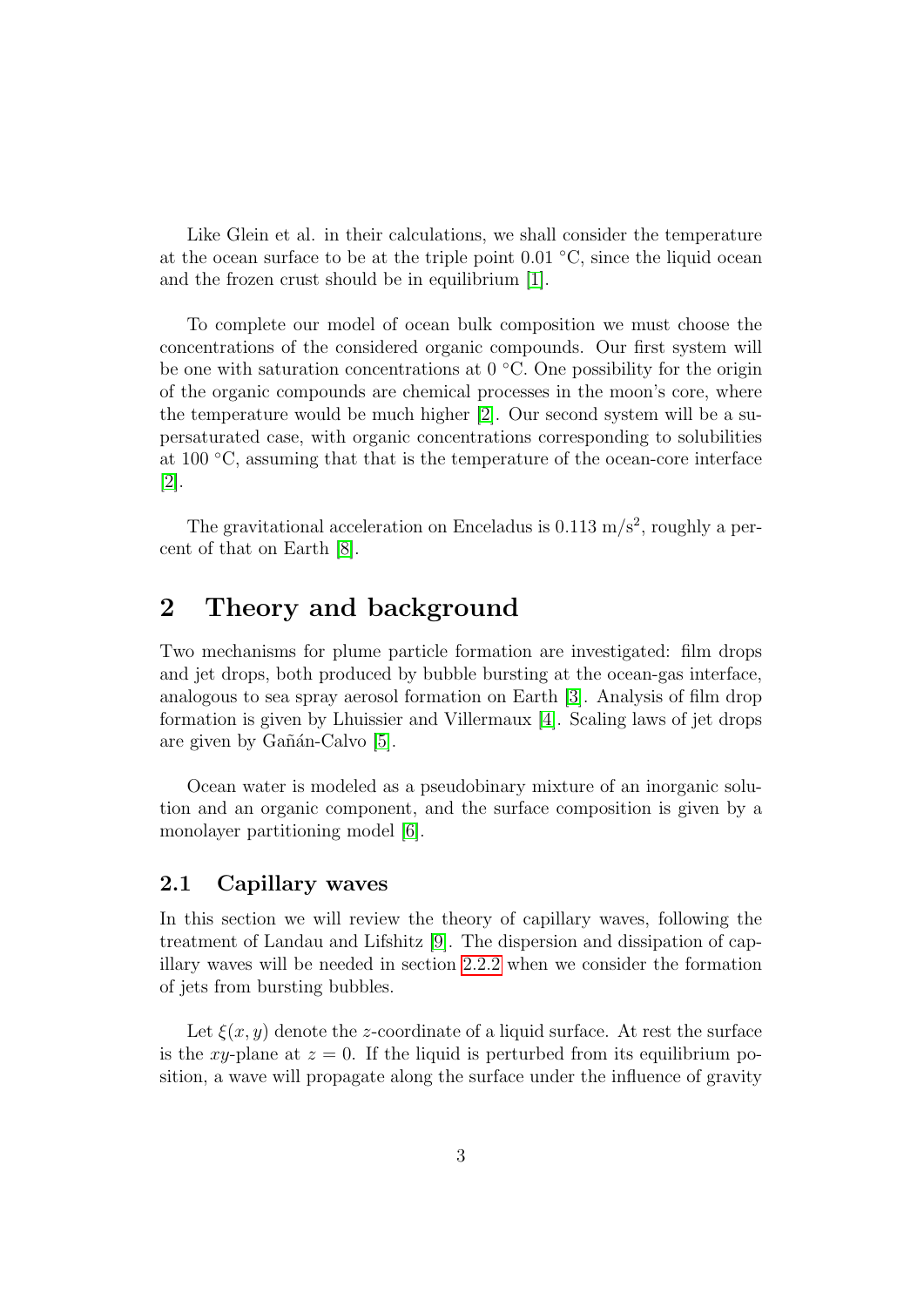Like Glein et al. in their calculations, we shall consider the temperature at the ocean surface to be at the triple point 0.01 °C, since the liquid ocean and the frozen crust should be in equilibrium [1].

To complete our model of ocean bulk composition we must choose the concentrations of the considered organic compounds. Our first system will be one with saturation concentrations at 0 °C. One possibility for the origin of the organic compounds are chemical processes in the moon's core, where the temperature would be much higher [2]. Our second system will be a supersaturated case, with organic concentrations corresponding to solubilities at 100 °C, assuming that that is the temperature of the ocean-core interface [2].

The gravitational acceleration on Enceladus is 0.113 m/s$^2$, roughly a percent of that on Earth [8].

# 2 Theory and background

Two mechanisms for plume particle formation are investigated: film drops and jet drops, both produced by bubble bursting at the ocean-gas interface, analogous to sea spray aerosol formation on Earth [3]. Analysis of film drop formation is given by Lhuissier and Villermaux [4]. Scaling laws of jet drops are given by Gañán-Calvo [5].

Ocean water is modeled as a pseudobinary mixture of an inorganic solution and an organic component, and the surface composition is given by a monolayer partitioning model [6].

## 2.1 Capillary waves

In this section we will review the theory of capillary waves, following the treatment of Landau and Lifshitz [9]. The dispersion and dissipation of capillary waves will be needed in section 2.2.2 when we consider the formation of jets from bursting bubbles.

Let $\xi(x, y)$ denote the $z$-coordinate of a liquid surface. At rest the surface is the $xy$-plane at $z = 0$. If the liquid is perturbed from its equilibrium position, a wave will propagate along the surface under the influence of gravity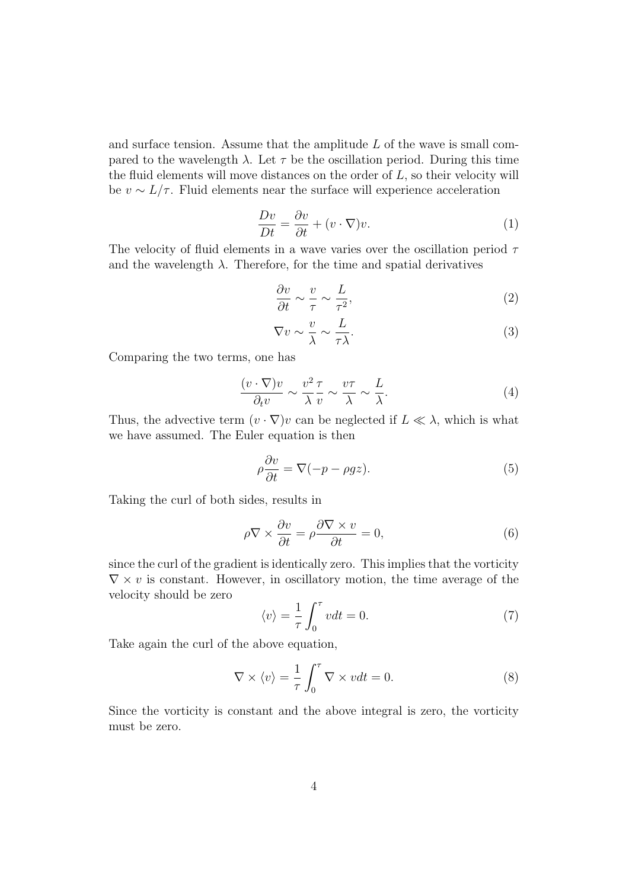and surface tension. Assume that the amplitude $L$ of the wave is small compared to the wavelength $\lambda$. Let $\tau$ be the oscillation period. During this time the fluid elements will move distances on the order of $L$, so their velocity will be $v \sim L/\tau$. Fluid elements near the surface will experience acceleration

$$\frac{Dv}{Dt} = \frac{\partial v}{\partial t} + (v \cdot \nabla)v. \tag{1}$$

The velocity of fluid elements in a wave varies over the oscillation period $\tau$ and the wavelength $\lambda$. Therefore, for the time and spatial derivatives

$$\frac{\partial v}{\partial t} \sim \frac{v}{\tau} \sim \frac{L}{\tau^2}, \tag{2}$$

$$\nabla v \sim \frac{v}{\lambda} \sim \frac{L}{\tau \lambda}. \tag{3}$$

Comparing the two terms, one has

$$\frac{(v \cdot \nabla)v}{\partial_t v} \sim \frac{v^2}{\lambda}\frac{\tau}{v} \sim \frac{v\tau}{\lambda} \sim \frac{L}{\lambda}. \tag{4}$$

Thus, the advective term $(v \cdot \nabla)v$ can be neglected if $L \ll \lambda$, which is what we have assumed. The Euler equation is then

$$\rho \frac{\partial v}{\partial t} = \nabla(-p - \rho g z). \tag{5}$$

Taking the curl of both sides, results in

$$\rho \nabla \times \frac{\partial v}{\partial t} = \rho \frac{\partial \nabla \times v}{\partial t} = 0, \tag{6}$$

since the curl of the gradient is identically zero. This implies that the vorticity $\nabla \times v$ is constant. However, in oscillatory motion, the time average of the velocity should be zero

$$\langle v \rangle = \frac{1}{\tau} \int_0^\tau v dt = 0. \tag{7}$$

Take again the curl of the above equation,

$$\nabla \times \langle v \rangle = \frac{1}{\tau} \int_0^\tau \nabla \times v dt = 0. \tag{8}$$

Since the vorticity is constant and the above integral is zero, the vorticity must be zero.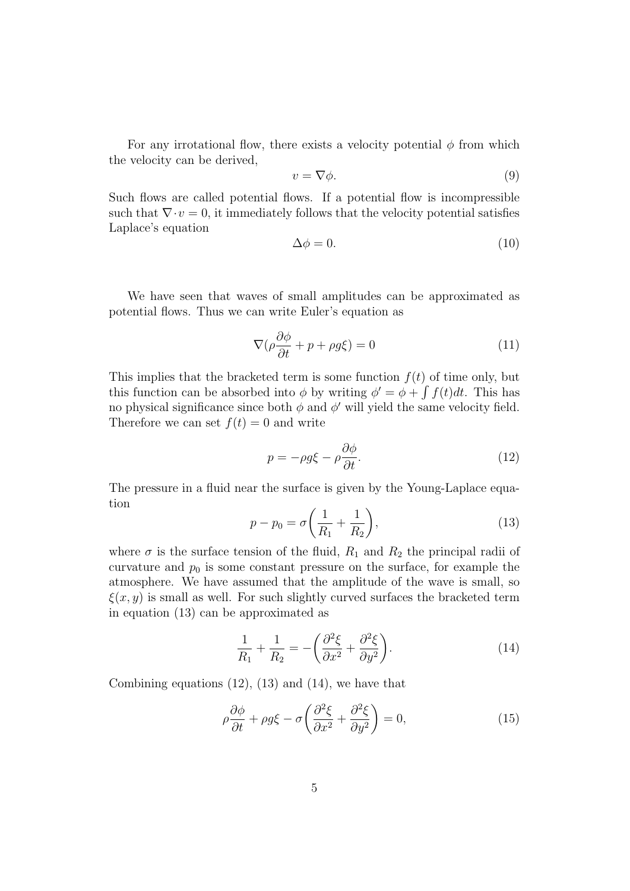For any irrotational flow, there exists a velocity potential $\phi$ from which the velocity can be derived,

$$v = \nabla \phi. \tag{9}$$

Such flows are called potential flows. If a potential flow is incompressible such that $\nabla \cdot v = 0$, it immediately follows that the velocity potential satisfies Laplace's equation

$$\Delta \phi = 0. \tag{10}$$

We have seen that waves of small amplitudes can be approximated as potential flows. Thus we can write Euler's equation as

$$\nabla(\rho \frac{\partial \phi}{\partial t} + p + \rho g \xi) = 0 \tag{11}$$

This implies that the bracketed term is some function $f(t)$ of time only, but this function can be absorbed into $\phi$ by writing $\phi' = \phi + \int f(t)dt$. This has no physical significance since both $\phi$ and $\phi'$ will yield the same velocity field. Therefore we can set $f(t) = 0$ and write

$$p = -\rho g \xi - \rho \frac{\partial \phi}{\partial t}. \tag{12}$$

The pressure in a fluid near the surface is given by the Young-Laplace equation

$$p - p_0 = \sigma \bigg( \frac{1}{R_1} + \frac{1}{R_2} \bigg), \tag{13}$$

where $\sigma$ is the surface tension of the fluid, $R_1$ and $R_2$ the principal radii of curvature and $p_0$ is some constant pressure on the surface, for example the atmosphere. We have assumed that the amplitude of the wave is small, so $\xi(x, y)$ is small as well. For such slightly curved surfaces the bracketed term in equation (13) can be approximated as

$$\frac{1}{R_1} + \frac{1}{R_2} = -\bigg( \frac{\partial^2 \xi}{\partial x^2} + \frac{\partial^2 \xi}{\partial y^2} \bigg). \tag{14}$$

Combining equations (12), (13) and (14), we have that

$$\rho \frac{\partial \phi}{\partial t} + \rho g \xi - \sigma \bigg( \frac{\partial^2 \xi}{\partial x^2} + \frac{\partial^2 \xi}{\partial y^2} \bigg) = 0, \tag{15}$$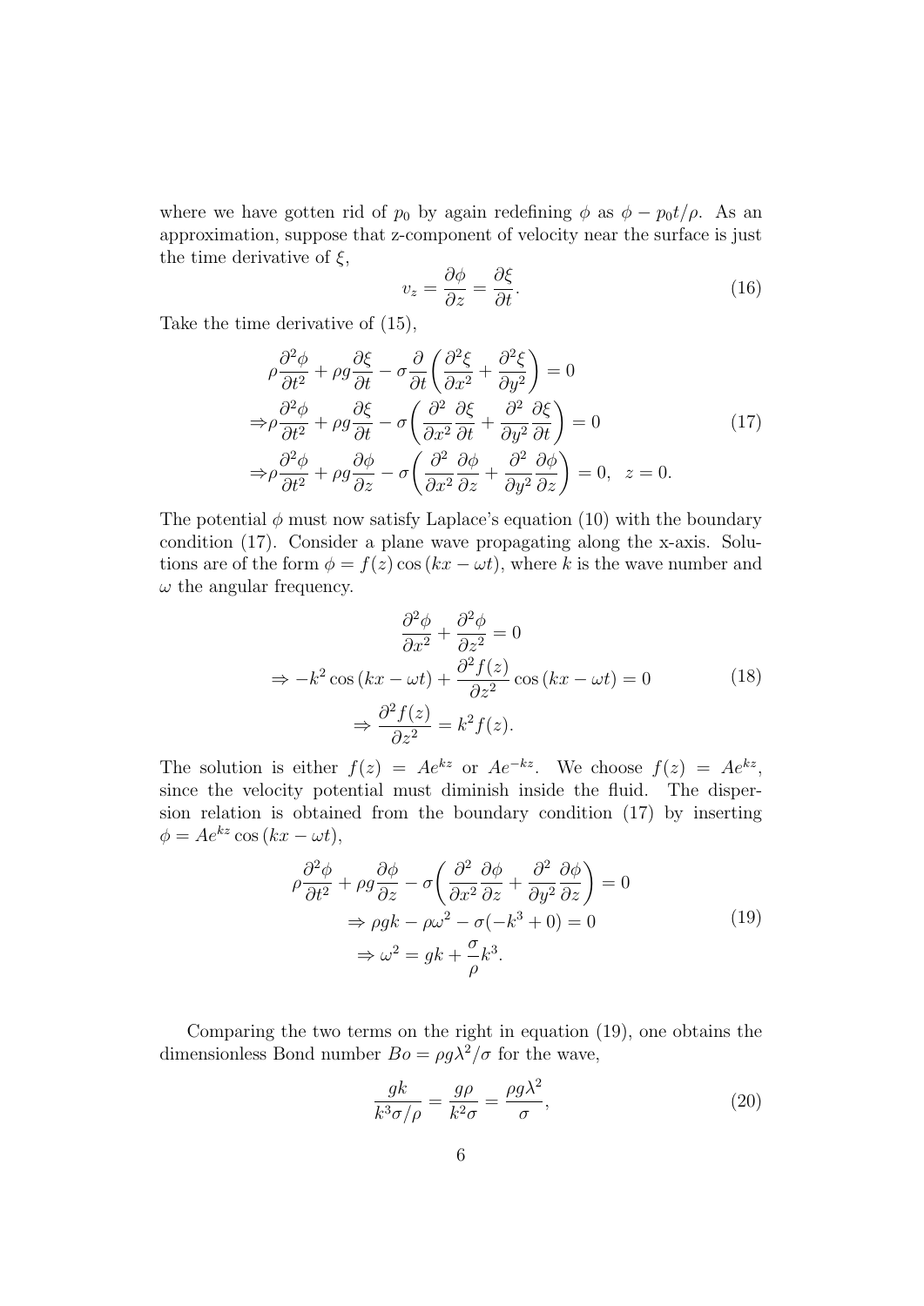where we have gotten rid of $p_0$ by again redefining $\phi$ as $\phi - p_0 t/\rho$. As an approximation, suppose that z-component of velocity near the surface is just the time derivative of $\xi$,

$$v_z = \frac{\partial \phi}{\partial z} = \frac{\partial \xi}{\partial t}. \tag{16}$$

Take the time derivative of (15),

$$\begin{aligned}
&\rho \frac{\partial^2 \phi}{\partial t^2} + \rho g \frac{\partial \xi}{\partial t} - \sigma \frac{\partial}{\partial t}\left( \frac{\partial^2 \xi}{\partial x^2} + \frac{\partial^2 \xi}{\partial y^2} \right) = 0 \\
\Rightarrow &\rho \frac{\partial^2 \phi}{\partial t^2} + \rho g \frac{\partial \xi}{\partial t} - \sigma \left( \frac{\partial^2}{\partial x^2} \frac{\partial \xi}{\partial t} + \frac{\partial^2}{\partial y^2} \frac{\partial \xi}{\partial t} \right) = 0 \\
\Rightarrow &\rho \frac{\partial^2 \phi}{\partial t^2} + \rho g \frac{\partial \phi}{\partial z} - \sigma \left( \frac{\partial^2}{\partial x^2} \frac{\partial \phi}{\partial z} + \frac{\partial^2}{\partial y^2} \frac{\partial \phi}{\partial z} \right) = 0, \quad z = 0.
\end{aligned} \tag{17}$$

The potential $\phi$ must now satisfy Laplace's equation (10) with the boundary condition (17). Consider a plane wave propagating along the x-axis. Solutions are of the form $\phi = f(z) \cos(kx - \omega t)$, where $k$ is the wave number and $\omega$ the angular frequency.

$$\begin{aligned}
&\frac{\partial^2 \phi}{\partial x^2} + \frac{\partial^2 \phi}{\partial z^2} = 0 \\
\Rightarrow &-k^2 \cos(kx - \omega t) + \frac{\partial^2 f(z)}{\partial z^2} \cos(kx - \omega t) = 0 \\
&\Rightarrow \frac{\partial^2 f(z)}{\partial z^2} = k^2 f(z).
\end{aligned} \tag{18}$$

The solution is either $f(z) = Ae^{kz}$ or $Ae^{-kz}$. We choose $f(z) = Ae^{kz}$, since the velocity potential must diminish inside the fluid. The dispersion relation is obtained from the boundary condition (17) by inserting $\phi = Ae^{kz} \cos(kx - \omega t)$,

$$\begin{aligned}
&\rho \frac{\partial^2 \phi}{\partial t^2} + \rho g \frac{\partial \phi}{\partial z} - \sigma \left( \frac{\partial^2}{\partial x^2} \frac{\partial \phi}{\partial z} + \frac{\partial^2}{\partial y^2} \frac{\partial \phi}{\partial z} \right) = 0 \\
&\Rightarrow \rho g k - \rho \omega^2 - \sigma(-k^3 + 0) = 0 \\
&\Rightarrow \omega^2 = gk + \frac{\sigma}{\rho} k^3.
\end{aligned} \tag{19}$$

Comparing the two terms on the right in equation (19), one obtains the dimensionless Bond number $Bo = \rho g \lambda^2/\sigma$ for the wave,

$$\frac{gk}{k^3 \sigma/\rho} = \frac{g\rho}{k^2 \sigma} = \frac{\rho g \lambda^2}{\sigma}, \tag{20}$$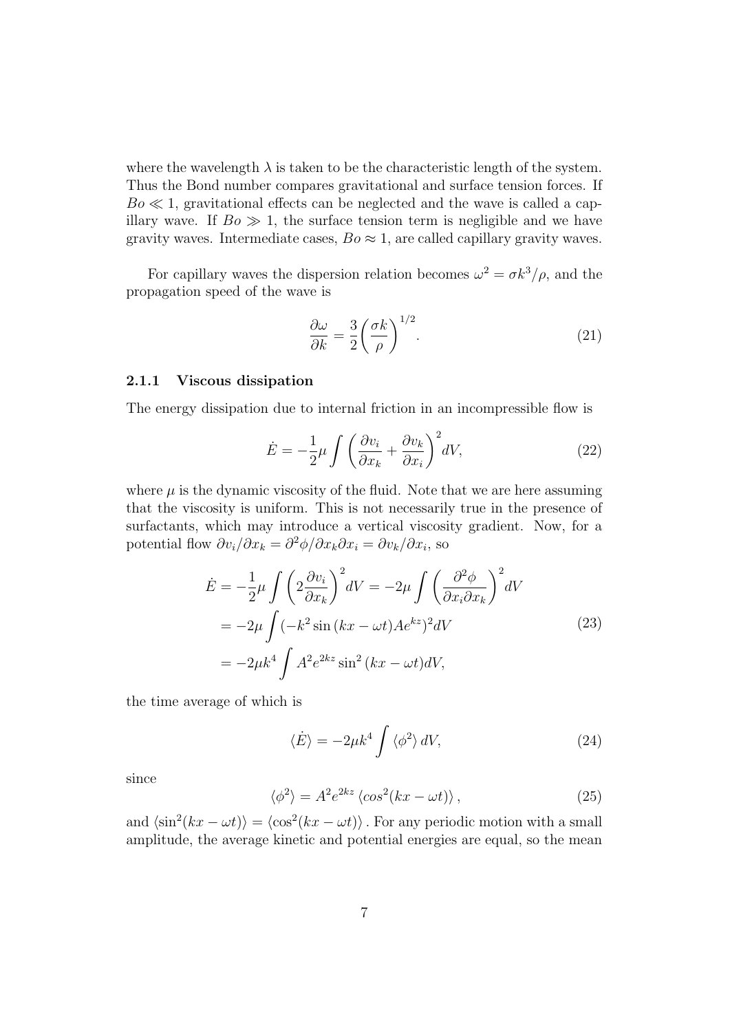where the wavelength $\lambda$ is taken to be the characteristic length of the system. Thus the Bond number compares gravitational and surface tension forces. If $Bo \ll 1$, gravitational effects can be neglected and the wave is called a capillary wave. If $Bo \gg 1$, the surface tension term is negligible and we have gravity waves. Intermediate cases, $Bo \approx 1$, are called capillary gravity waves.

For capillary waves the dispersion relation becomes $\omega^2 = \sigma k^3/\rho$, and the propagation speed of the wave is

$$\frac{\partial \omega}{\partial k} = \frac{3}{2}\left(\frac{\sigma k}{\rho}\right)^{1/2}. \tag{21}$$

### 2.1.1 Viscous dissipation

The energy dissipation due to internal friction in an incompressible flow is

$$\dot{E} = -\frac{1}{2}\mu \int \left(\frac{\partial v_i}{\partial x_k} + \frac{\partial v_k}{\partial x_i}\right)^2 dV, \tag{22}$$

where $\mu$ is the dynamic viscosity of the fluid. Note that we are here assuming that the viscosity is uniform. This is not necessarily true in the presence of surfactants, which may introduce a vertical viscosity gradient. Now, for a potential flow $\partial v_i/\partial x_k = \partial^2\phi/\partial x_k \partial x_i = \partial v_k/\partial x_i$, so

$$\begin{aligned}
\dot{E} &= -\frac{1}{2}\mu \int \left(2\frac{\partial v_i}{\partial x_k}\right)^2 dV = -2\mu \int \left(\frac{\partial^2 \phi}{\partial x_i \partial x_k}\right)^2 dV \\
&= -2\mu \int (-k^2 \sin(kx - \omega t) A e^{kz})^2 dV \\
&= -2\mu k^4 \int A^2 e^{2kz} \sin^2(kx - \omega t) dV,
\end{aligned} \tag{23}$$

the time average of which is

$$\langle \dot{E} \rangle = -2\mu k^4 \int \langle \phi^2 \rangle \, dV, \tag{24}$$

since

$$\langle \phi^2 \rangle = A^2 e^{2kz} \left\langle cos^2(kx - \omega t) \right\rangle, \tag{25}$$

and $\langle \sin^2(kx - \omega t) \rangle = \langle \cos^2(kx - \omega t) \rangle$. For any periodic motion with a small amplitude, the average kinetic and potential energies are equal, so the mean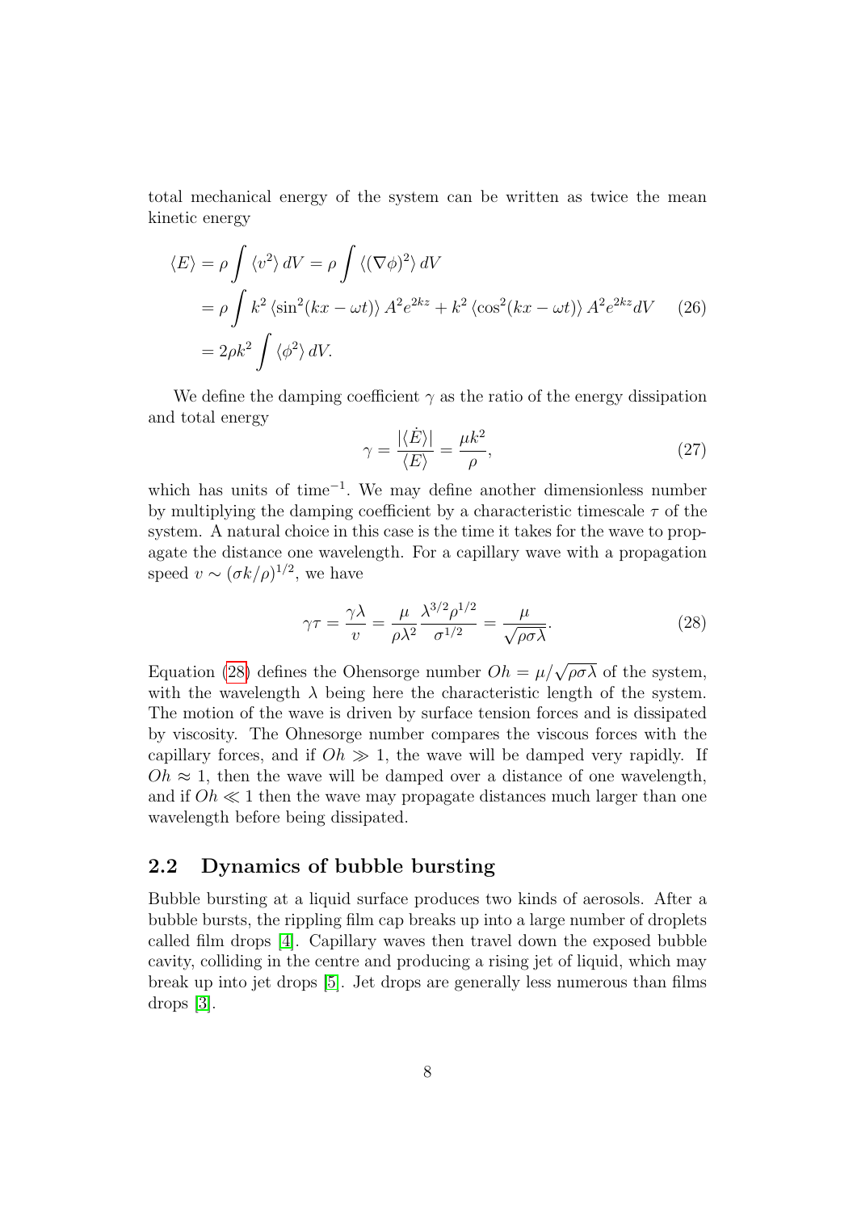total mechanical energy of the system can be written as twice the mean kinetic energy

$$
\begin{aligned}
\langle E \rangle &= \rho \int \langle v^2 \rangle \, dV = \rho \int \langle (\nabla \phi)^2 \rangle \, dV \\
&= \rho \int k^2 \langle \sin^2(kx - \omega t) \rangle A^2 e^{2kz} + k^2 \langle \cos^2(kx - \omega t) \rangle A^2 e^{2kz} dV \\
&= 2\rho k^2 \int \langle \phi^2 \rangle \, dV.
\end{aligned}
\tag{26}
$$

We define the damping coefficient $\gamma$ as the ratio of the energy dissipation and total energy

$$
\gamma = \frac{|\langle \dot{E} \rangle|}{\langle E \rangle} = \frac{\mu k^2}{\rho}, \tag{27}
$$

which has units of time$^{-1}$. We may define another dimensionless number by multiplying the damping coefficient by a characteristic timescale $\tau$ of the system. A natural choice in this case is the time it takes for the wave to propagate the distance one wavelength. For a capillary wave with a propagation speed $v \sim (\sigma k/\rho)^{1/2}$, we have

$$
\gamma \tau = \frac{\gamma \lambda}{v} = \frac{\mu}{\rho \lambda^2} \frac{\lambda^{3/2} \rho^{1/2}}{\sigma^{1/2}} = \frac{\mu}{\sqrt{\rho \sigma \lambda}}. \tag{28}
$$

Equation (28) defines the Ohensorge number $Oh = \mu/\sqrt{\rho \sigma \lambda}$ of the system, with the wavelength $\lambda$ being here the characteristic length of the system. The motion of the wave is driven by surface tension forces and is dissipated by viscosity. The Ohnesorge number compares the viscous forces with the capillary forces, and if $Oh \gg 1$, the wave will be damped very rapidly. If $Oh \approx 1$, then the wave will be damped over a distance of one wavelength, and if $Oh \ll 1$ then the wave may propagate distances much larger than one wavelength before being dissipated.

## 2.2 Dynamics of bubble bursting

Bubble bursting at a liquid surface produces two kinds of aerosols. After a bubble bursts, the rippling film cap breaks up into a large number of droplets called film drops [4]. Capillary waves then travel down the exposed bubble cavity, colliding in the centre and producing a rising jet of liquid, which may break up into jet drops [5]. Jet drops are generally less numerous than films drops [3].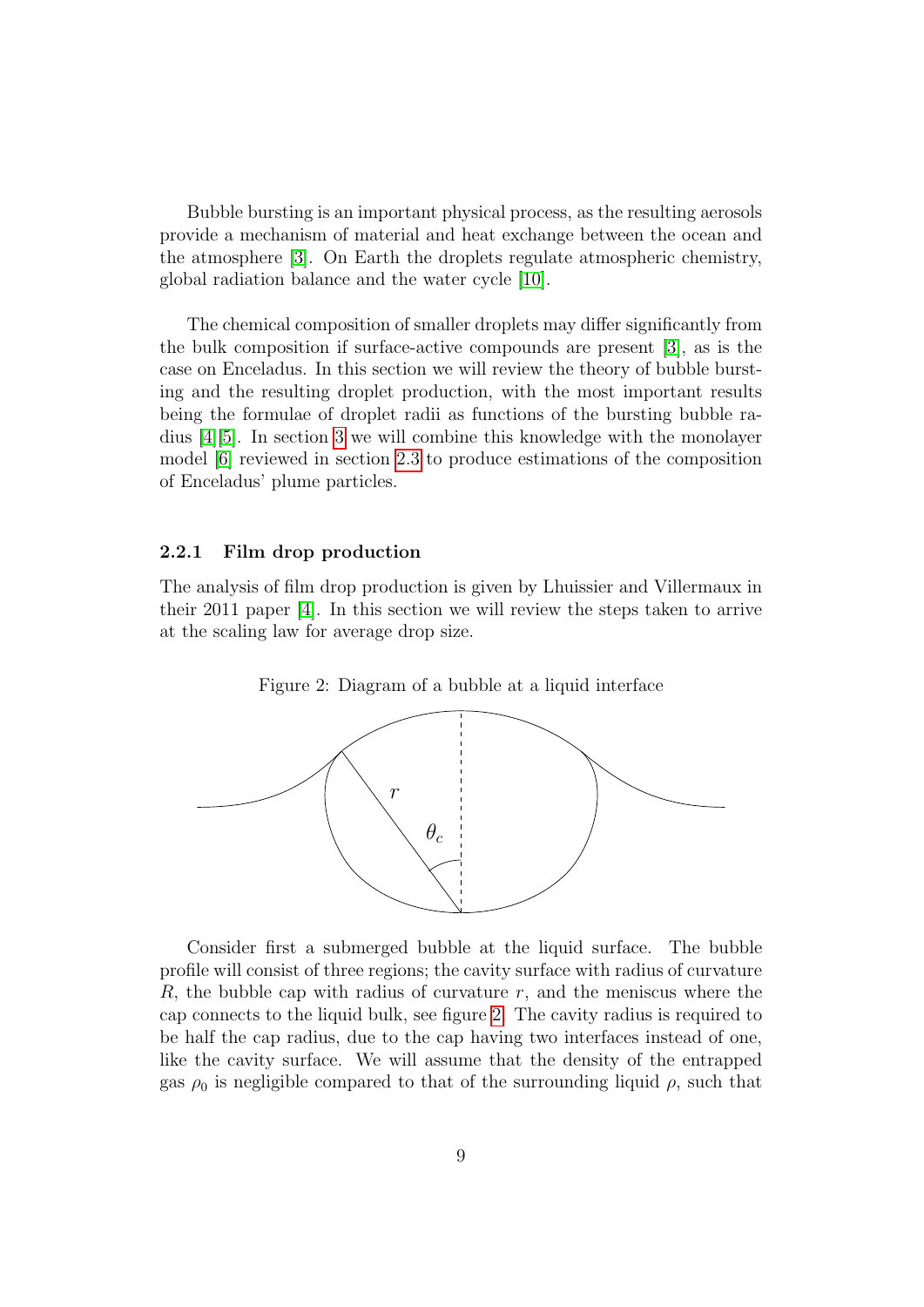Bubble bursting is an important physical process, as the resulting aerosols provide a mechanism of material and heat exchange between the ocean and the atmosphere [3]. On Earth the droplets regulate atmospheric chemistry, global radiation balance and the water cycle [10].

The chemical composition of smaller droplets may differ significantly from the bulk composition if surface-active compounds are present [3], as is the case on Enceladus. In this section we will review the theory of bubble bursting and the resulting droplet production, with the most important results being the formulae of droplet radii as functions of the bursting bubble radius [4][5]. In section 3 we will combine this knowledge with the monolayer model [6] reviewed in section 2.3 to produce estimations of the composition of Enceladus' plume particles.

### 2.2.1 Film drop production

The analysis of film drop production is given by Lhuissier and Villermaux in their 2011 paper [4]. In this section we will review the steps taken to arrive at the scaling law for average drop size.

Figure 2: Diagram of a bubble at a liquid interface

Consider first a submerged bubble at the liquid surface. The bubble profile will consist of three regions; the cavity surface with radius of curvature $R$, the bubble cap with radius of curvature $r$, and the meniscus where the cap connects to the liquid bulk, see figure 2. The cavity radius is required to be half the cap radius, due to the cap having two interfaces instead of one, like the cavity surface. We will assume that the density of the entrapped gas $\rho_0$ is negligible compared to that of the surrounding liquid $\rho$, such that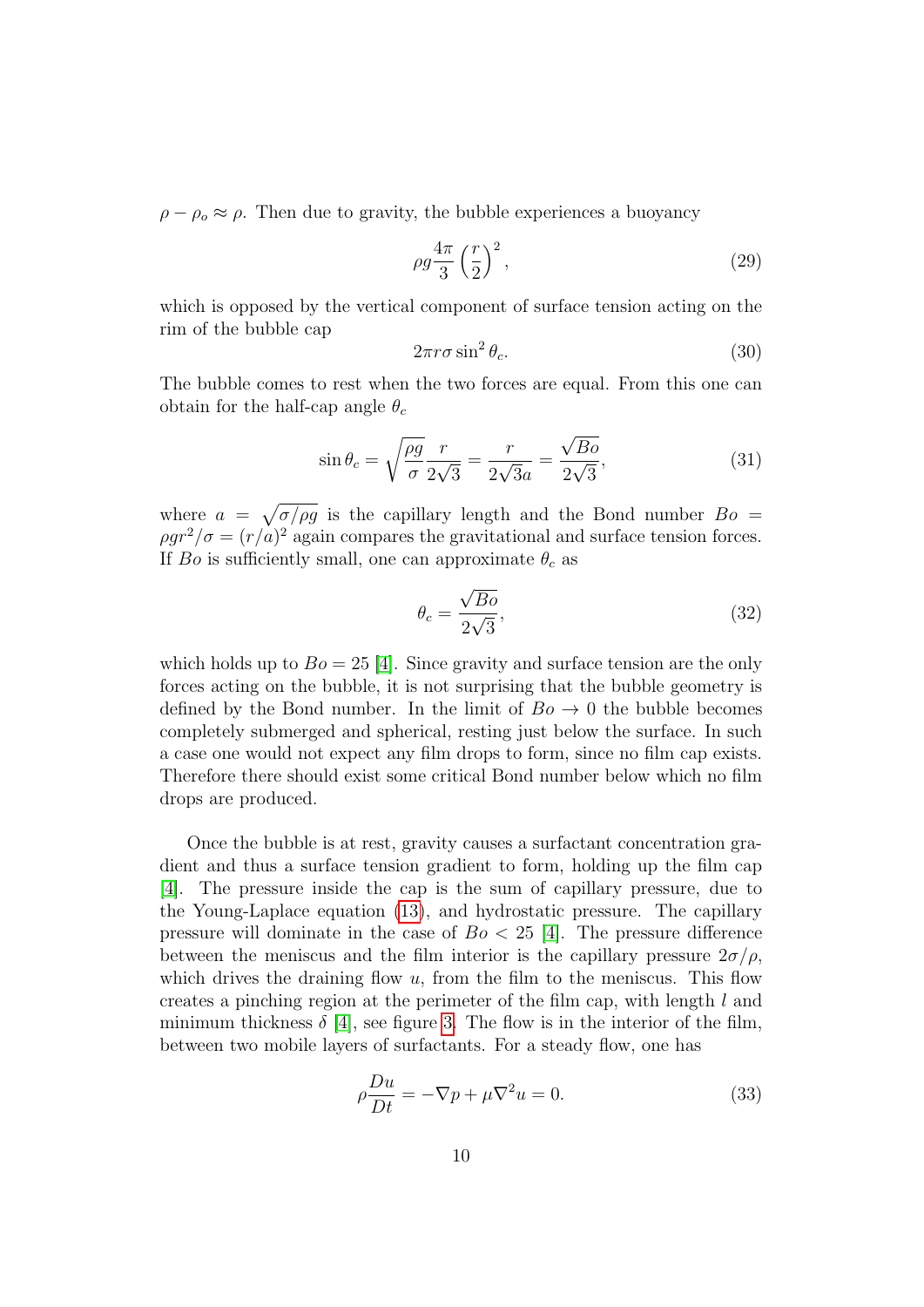$\rho - \rho_o \approx \rho$. Then due to gravity, the bubble experiences a buoyancy

$$\rho g \frac{4\pi}{3}\left(\frac{r}{2}\right)^2, \tag{29}$$

which is opposed by the vertical component of surface tension acting on the rim of the bubble cap

$$2\pi r\sigma \sin^2\theta_c. \tag{30}$$

The bubble comes to rest when the two forces are equal. From this one can obtain for the half-cap angle $\theta_c$

$$\sin\theta_c = \sqrt{\frac{\rho g}{\sigma}}\frac{r}{2\sqrt{3}} = \frac{r}{2\sqrt{3}a} = \frac{\sqrt{Bo}}{2\sqrt{3}}, \tag{31}$$

where $a = \sqrt{\sigma/\rho g}$ is the capillary length and the Bond number $Bo = \rho g r^2/\sigma = (r/a)^2$ again compares the gravitational and surface tension forces. If $Bo$ is sufficiently small, one can approximate $\theta_c$ as

$$\theta_c = \frac{\sqrt{Bo}}{2\sqrt{3}}, \tag{32}$$

which holds up to $Bo = 25$ [4]. Since gravity and surface tension are the only forces acting on the bubble, it is not surprising that the bubble geometry is defined by the Bond number. In the limit of $Bo \to 0$ the bubble becomes completely submerged and spherical, resting just below the surface. In such a case one would not expect any film drops to form, since no film cap exists. Therefore there should exist some critical Bond number below which no film drops are produced.

Once the bubble is at rest, gravity causes a surfactant concentration gradient and thus a surface tension gradient to form, holding up the film cap [4]. The pressure inside the cap is the sum of capillary pressure, due to the Young-Laplace equation (13), and hydrostatic pressure. The capillary pressure will dominate in the case of $Bo < 25$ [4]. The pressure difference between the meniscus and the film interior is the capillary pressure $2\sigma/\rho$, which drives the draining flow $u$, from the film to the meniscus. This flow creates a pinching region at the perimeter of the film cap, with length $l$ and minimum thickness $\delta$ [4], see figure 3. The flow is in the interior of the film, between two mobile layers of surfactants. For a steady flow, one has

$$\rho\frac{Du}{Dt} = -\nabla p + \mu\nabla^2 u = 0. \tag{33}$$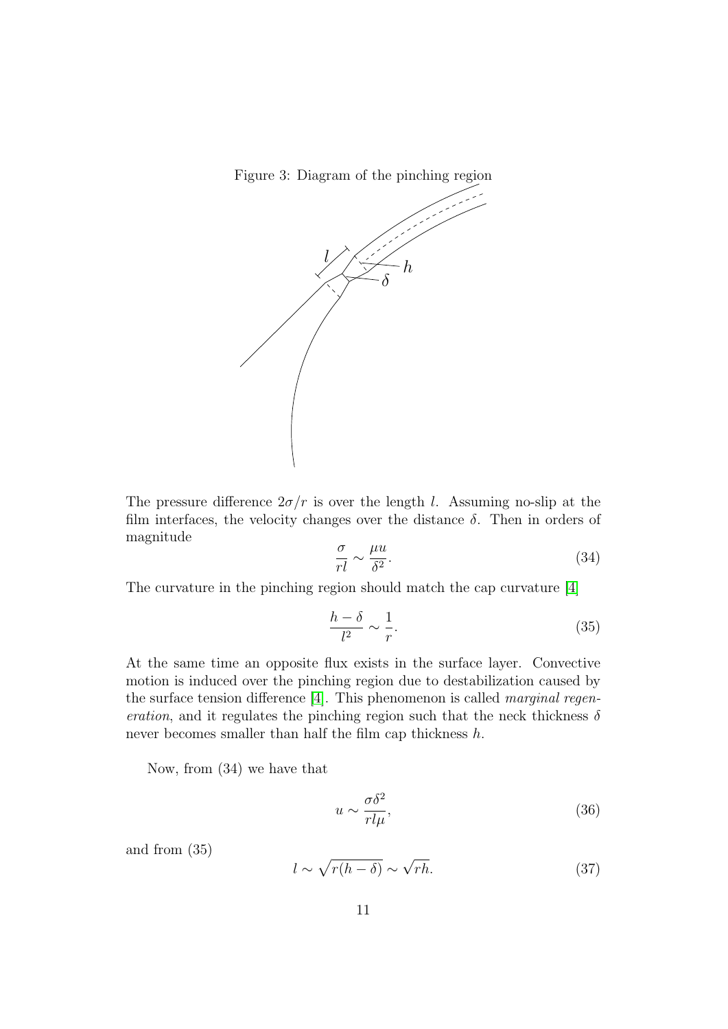Figure 3: Diagram of the pinching region

The pressure difference $2\sigma/r$ is over the length $l$. Assuming no-slip at the film interfaces, the velocity changes over the distance $\delta$. Then in orders of magnitude

$$\frac{\sigma}{rl} \sim \frac{\mu u}{\delta^2}. \tag{34}$$

The curvature in the pinching region should match the cap curvature [4]

$$\frac{h-\delta}{l^2} \sim \frac{1}{r}. \tag{35}$$

At the same time an opposite flux exists in the surface layer. Convective motion is induced over the pinching region due to destabilization caused by the surface tension difference [4]. This phenomenon is called *marginal regeneration*, and it regulates the pinching region such that the neck thickness $\delta$ never becomes smaller than half the film cap thickness $h$.

Now, from (34) we have that

$$u \sim \frac{\sigma \delta^2}{rl\mu}, \tag{36}$$

and from (35)

$$l \sim \sqrt{r(h-\delta)} \sim \sqrt{rh}. \tag{37}$$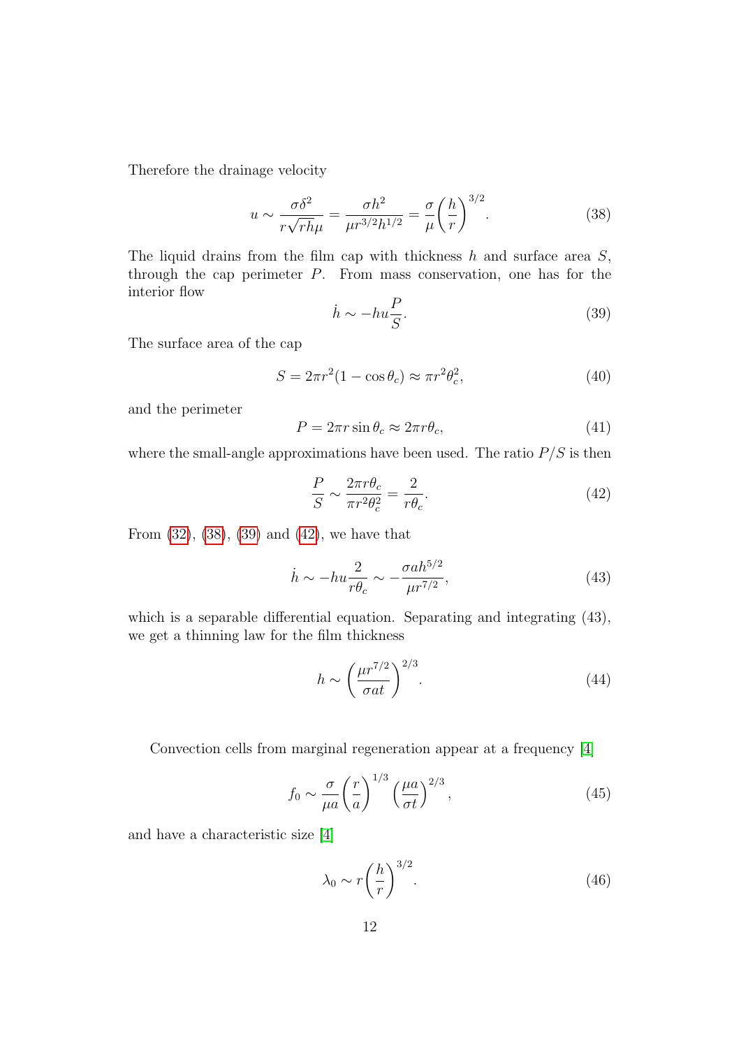Therefore the drainage velocity

$$u \sim \frac{\sigma \delta^2}{r\sqrt{rh}\mu} = \frac{\sigma h^2}{\mu r^{3/2} h^{1/2}} = \frac{\sigma}{\mu}\left(\frac{h}{r}\right)^{3/2}. \tag{38}$$

The liquid drains from the film cap with thickness $h$ and surface area $S$, through the cap perimeter $P$. From mass conservation, one has for the interior flow

$$\dot{h} \sim -hu\frac{P}{S}. \tag{39}$$

The surface area of the cap

$$S = 2\pi r^2(1 - \cos\theta_c) \approx \pi r^2 \theta_c^2, \tag{40}$$

and the perimeter

$$P = 2\pi r \sin\theta_c \approx 2\pi r \theta_c, \tag{41}$$

where the small-angle approximations have been used. The ratio $P/S$ is then

$$\frac{P}{S} \sim \frac{2\pi r \theta_c}{\pi r^2 \theta_c^2} = \frac{2}{r\theta_c}. \tag{42}$$

From (32), (38), (39) and (42), we have that

$$\dot{h} \sim -hu\frac{2}{r\theta_c} \sim -\frac{\sigma a h^{5/2}}{\mu r^{7/2}}, \tag{43}$$

which is a separable differential equation. Separating and integrating (43), we get a thinning law for the film thickness

$$h \sim \left(\frac{\mu r^{7/2}}{\sigma a t}\right)^{2/3}. \tag{44}$$

Convection cells from marginal regeneration appear at a frequency [4]

$$f_0 \sim \frac{\sigma}{\mu a}\left(\frac{r}{a}\right)^{1/3}\left(\frac{\mu a}{\sigma t}\right)^{2/3}, \tag{45}$$

and have a characteristic size [4]

$$\lambda_0 \sim r\left(\frac{h}{r}\right)^{3/2}. \tag{46}$$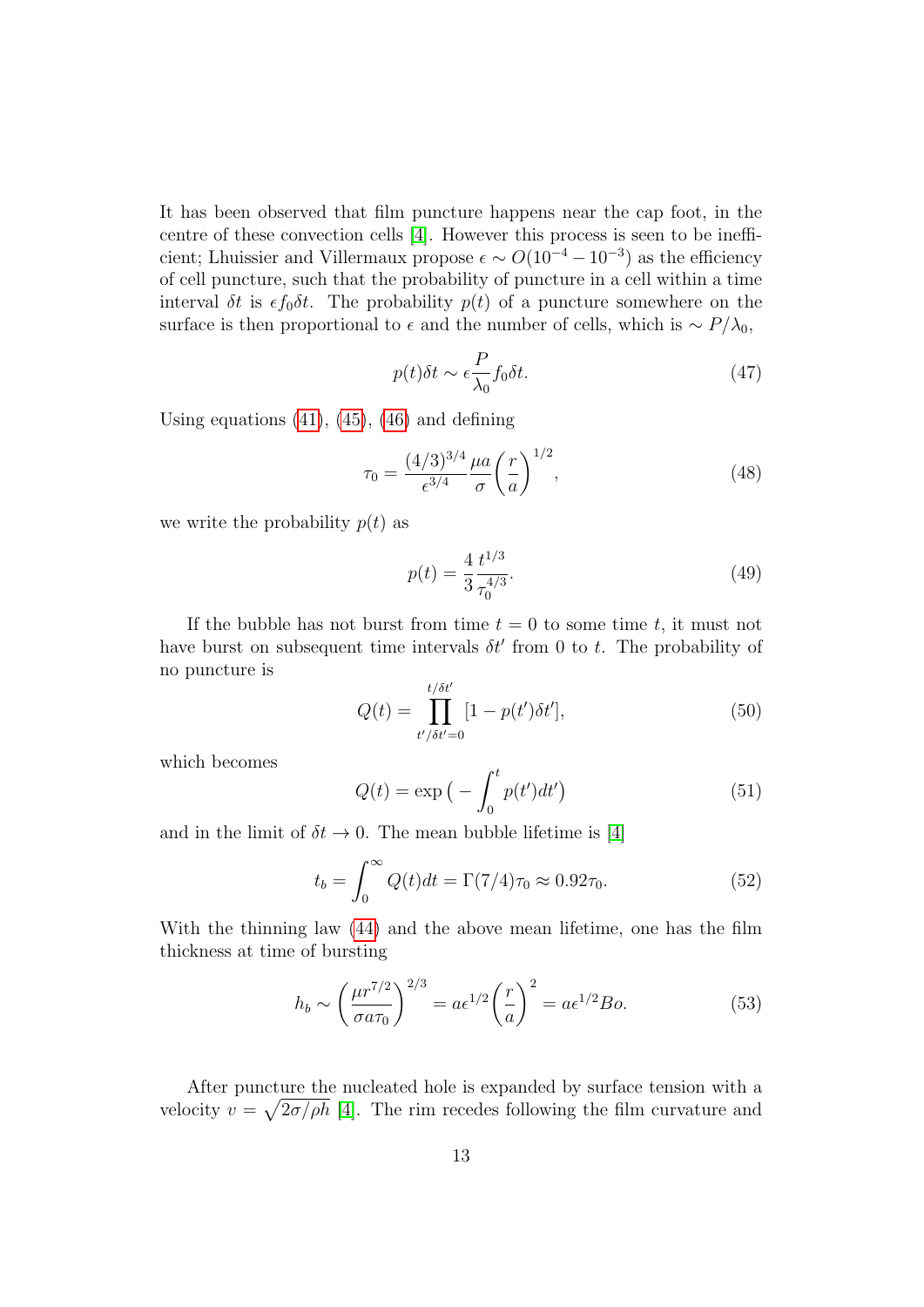It has been observed that film puncture happens near the cap foot, in the centre of these convection cells [4]. However this process is seen to be inefficient; Lhuissier and Villermaux propose $\epsilon \sim O(10^{-4} - 10^{-3})$ as the efficiency of cell puncture, such that the probability of puncture in a cell within a time interval $\delta t$ is $\epsilon f_0 \delta t$. The probability $p(t)$ of a puncture somewhere on the surface is then proportional to $\epsilon$ and the number of cells, which is $\sim P/\lambda_0$,

$$p(t)\delta t \sim \epsilon \frac{P}{\lambda_0} f_0 \delta t. \tag{47}$$

Using equations (41), (45), (46) and defining

$$\tau_0 = \frac{(4/3)^{3/4}}{\epsilon^{3/4}} \frac{\mu a}{\sigma} \left( \frac{r}{a} \right)^{1/2}, \tag{48}$$

we write the probability $p(t)$ as

$$p(t) = \frac{4}{3} \frac{t^{1/3}}{\tau_0^{4/3}}. \tag{49}$$

If the bubble has not burst from time $t = 0$ to some time $t$, it must not have burst on subsequent time intervals $\delta t'$ from 0 to $t$. The probability of no puncture is

$$Q(t) = \prod_{t'/\delta t'=0}^{t/\delta t'} [1 - p(t')\delta t'], \tag{50}$$

which becomes

$$Q(t) = \exp\big( - \int_0^t p(t')dt' \big) \tag{51}$$

and in the limit of $\delta t \to 0$. The mean bubble lifetime is [4]

$$t_b = \int_0^\infty Q(t)dt = \Gamma(7/4)\tau_0 \approx 0.92\tau_0. \tag{52}$$

With the thinning law (44) and the above mean lifetime, one has the film thickness at time of bursting

$$h_b \sim \left( \frac{\mu r^{7/2}}{\sigma a \tau_0} \right)^{2/3} = a\epsilon^{1/2} \left( \frac{r}{a} \right)^2 = a\epsilon^{1/2} Bo. \tag{53}$$

After puncture the nucleated hole is expanded by surface tension with a velocity $v = \sqrt{2\sigma/\rho h}$ [4]. The rim recedes following the film curvature and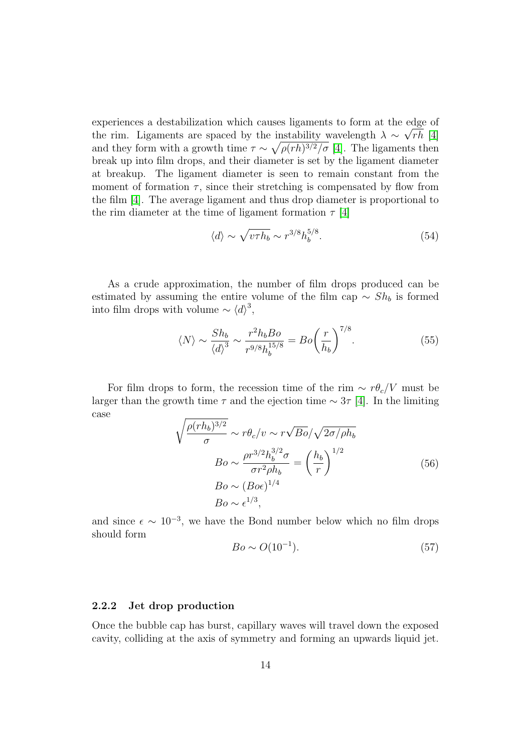experiences a destabilization which causes ligaments to form at the edge of the rim. Ligaments are spaced by the instability wavelength $\lambda \sim \sqrt{rh}$ [4] and they form with a growth time $\tau \sim \sqrt{\rho(rh)^{3/2}/\sigma}$ [4]. The ligaments then break up into film drops, and their diameter is set by the ligament diameter at breakup. The ligament diameter is seen to remain constant from the moment of formation $\tau$, since their stretching is compensated by flow from the film [4]. The average ligament and thus drop diameter is proportional to the rim diameter at the time of ligament formation $\tau$ [4]

$$\langle d \rangle \sim \sqrt{v\tau h_b} \sim r^{3/8} h_b^{5/8}. \tag{54}$$

As a crude approximation, the number of film drops produced can be estimated by assuming the entire volume of the film cap $\sim Sh_b$ is formed into film drops with volume $\sim \langle d \rangle^3$,

$$\langle N \rangle \sim \frac{Sh_b}{\langle d \rangle^3} \sim \frac{r^2 h_b Bo}{r^{9/8} h_b^{15/8}} = Bo\left(\frac{r}{h_b}\right)^{7/8}. \tag{55}$$

For film drops to form, the recession time of the rim $\sim r\theta_c/V$ must be larger than the growth time $\tau$ and the ejection time $\sim 3\tau$ [4]. In the limiting case

$$\begin{aligned}
\sqrt{\frac{\rho(rh_b)^{3/2}}{\sigma}} &\sim r\theta_c/v \sim r\sqrt{Bo}/\sqrt{2\sigma/\rho h_b} \\
Bo &\sim \frac{\rho r^{3/2} h_b^{3/2} \sigma}{\sigma r^2 \rho h_b} = \left(\frac{h_b}{r}\right)^{1/2} \\
Bo &\sim (Bo\epsilon)^{1/4} \\
Bo &\sim \epsilon^{1/3},
\end{aligned} \tag{56}$$

and since $\epsilon \sim 10^{-3}$, we have the Bond number below which no film drops should form

$$Bo \sim O(10^{-1}). \tag{57}$$

### 2.2.2 Jet drop production

Once the bubble cap has burst, capillary waves will travel down the exposed cavity, colliding at the axis of symmetry and forming an upwards liquid jet.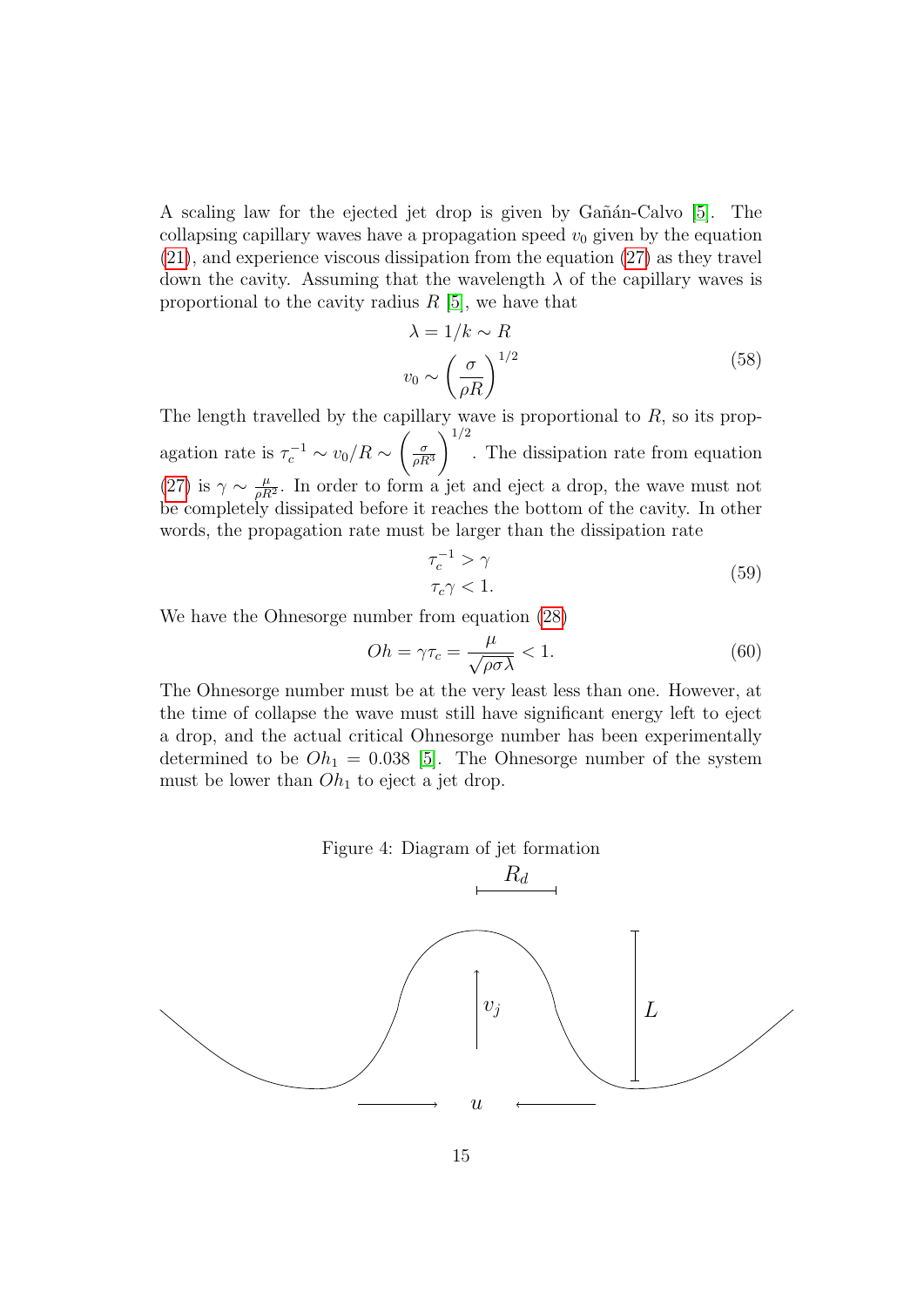A scaling law for the ejected jet drop is given by Gañán-Calvo [5]. The collapsing capillary waves have a propagation speed $v_0$ given by the equation (21), and experience viscous dissipation from the equation (27) as they travel down the cavity. Assuming that the wavelength $\lambda$ of the capillary waves is proportional to the cavity radius $R$ [5], we have that

$$\begin{aligned} \lambda &= 1/k \sim R \\ v_0 &\sim \left(\frac{\sigma}{\rho R}\right)^{1/2} \end{aligned} \tag{58}$$

The length travelled by the capillary wave is proportional to $R$, so its propagation rate is $\tau_c^{-1} \sim v_0/R \sim \left(\frac{\sigma}{\rho R^3}\right)^{1/2}$. The dissipation rate from equation (27) is $\gamma \sim \frac{\mu}{\rho R^2}$. In order to form a jet and eject a drop, the wave must not be completely dissipated before it reaches the bottom of the cavity. In other words, the propagation rate must be larger than the dissipation rate

$$\begin{aligned} \tau_c^{-1} &> \gamma \\ \tau_c \gamma &< 1. \end{aligned} \tag{59}$$

We have the Ohnesorge number from equation (28)

$$Oh = \gamma \tau_c = \frac{\mu}{\sqrt{\rho \sigma \lambda}} < 1. \tag{60}$$

The Ohnesorge number must be at the very least less than one. However, at the time of collapse the wave must still have significant energy left to eject a drop, and the actual critical Ohnesorge number has been experimentally determined to be $Oh_1 = 0.038$ [5]. The Ohnesorge number of the system must be lower than $Oh_1$ to eject a jet drop.

Figure 4: Diagram of jet formation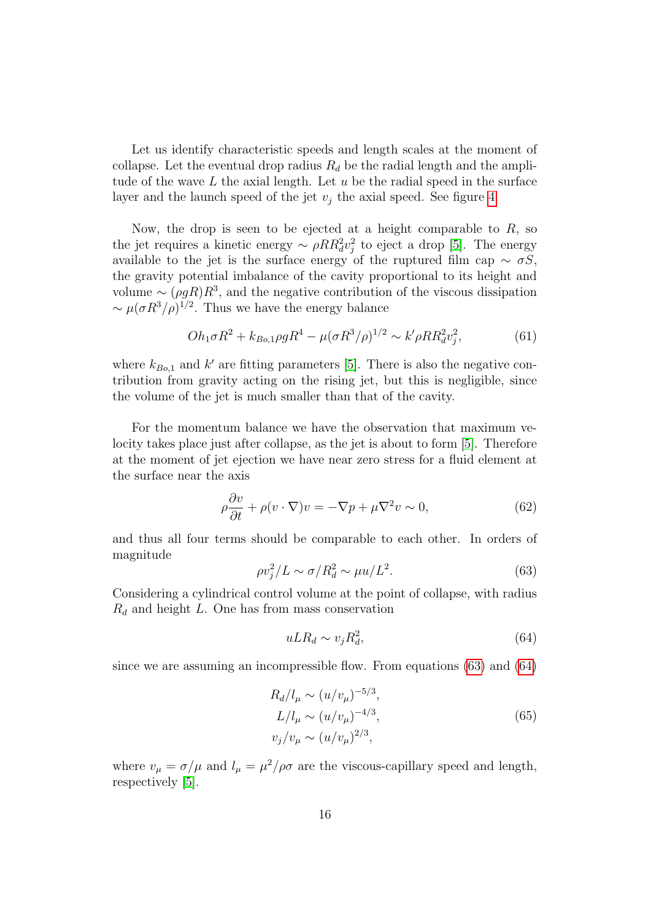Let us identify characteristic speeds and length scales at the moment of collapse. Let the eventual drop radius $R_d$ be the radial length and the amplitude of the wave $L$ the axial length. Let $u$ be the radial speed in the surface layer and the launch speed of the jet $v_j$ the axial speed. See figure 4.

Now, the drop is seen to be ejected at a height comparable to $R$, so the jet requires a kinetic energy $\sim \rho R R_d^2 v_j^2$ to eject a drop [5]. The energy available to the jet is the surface energy of the ruptured film cap $\sim \sigma S$, the gravity potential imbalance of the cavity proportional to its height and volume $\sim (\rho g R)R^3$, and the negative contribution of the viscous dissipation $\sim \mu(\sigma R^3/\rho)^{1/2}$. Thus we have the energy balance

$$Oh_1 \sigma R^2 + k_{Bo,1}\rho g R^4 - \mu(\sigma R^3/\rho)^{1/2} \sim k' \rho R R_d^2 v_j^2, \tag{61}$$

where $k_{Bo,1}$ and $k'$ are fitting parameters [5]. There is also the negative contribution from gravity acting on the rising jet, but this is negligible, since the volume of the jet is much smaller than that of the cavity.

For the momentum balance we have the observation that maximum velocity takes place just after collapse, as the jet is about to form [5]. Therefore at the moment of jet ejection we have near zero stress for a fluid element at the surface near the axis

$$\rho \frac{\partial v}{\partial t} + \rho (v \cdot \nabla) v = -\nabla p + \mu \nabla^2 v \sim 0, \tag{62}$$

and thus all four terms should be comparable to each other. In orders of magnitude

$$\rho v_j^2 / L \sim \sigma / R_d^2 \sim \mu u / L^2. \tag{63}$$

Considering a cylindrical control volume at the point of collapse, with radius $R_d$ and height $L$. One has from mass conservation

$$u L R_d \sim v_j R_d^2, \tag{64}$$

since we are assuming an incompressible flow. From equations (63) and (64)

$$\begin{aligned} R_d/l_\mu &\sim (u/v_\mu)^{-5/3}, \\ L/l_\mu &\sim (u/v_\mu)^{-4/3}, \\ v_j/v_\mu &\sim (u/v_\mu)^{2/3}, \end{aligned} \tag{65}$$

where $v_\mu = \sigma/\mu$ and $l_\mu = \mu^2/\rho\sigma$ are the viscous-capillary speed and length, respectively [5].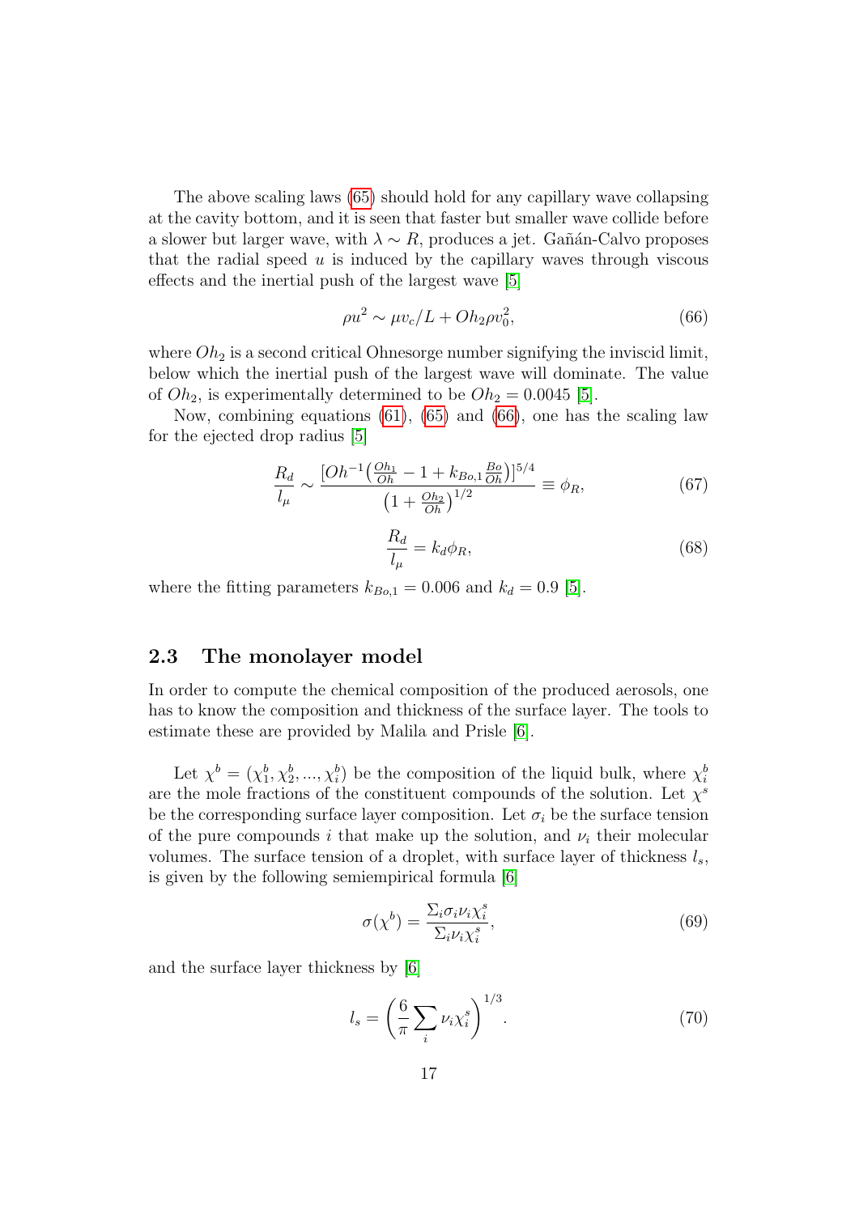The above scaling laws (65) should hold for any capillary wave collapsing at the cavity bottom, and it is seen that faster but smaller wave collide before a slower but larger wave, with $\lambda \sim R$, produces a jet. Gañán-Calvo proposes that the radial speed $u$ is induced by the capillary waves through viscous effects and the inertial push of the largest wave [5]

$$\rho u^2 \sim \mu v_c / L + Oh_2 \rho v_0^2, \tag{66}$$

where $Oh_2$ is a second critical Ohnesorge number signifying the inviscid limit, below which the inertial push of the largest wave will dominate. The value of $Oh_2$, is experimentally determined to be $Oh_2 = 0.0045$ [5].

Now, combining equations (61), (65) and (66), one has the scaling law for the ejected drop radius [5]

$$\frac{R_d}{l_\mu} \sim \frac{[Oh^{-1}\left(\frac{Oh_1}{Oh} - 1 + k_{Bo,1}\frac{Bo}{Oh}\right)]^{5/4}}{\left(1 + \frac{Oh_2}{Oh}\right)^{1/2}} \equiv \phi_R, \tag{67}$$

$$\frac{R_d}{l_\mu} = k_d \phi_R, \tag{68}$$

where the fitting parameters $k_{Bo,1} = 0.006$ and $k_d = 0.9$ [5].

## 2.3 The monolayer model

In order to compute the chemical composition of the produced aerosols, one has to know the composition and thickness of the surface layer. The tools to estimate these are provided by Malila and Prisle [6].

Let $\chi^b = (\chi_1^b, \chi_2^b, ..., \chi_i^b)$ be the composition of the liquid bulk, where $\chi_i^b$ are the mole fractions of the constituent compounds of the solution. Let $\chi^s$ be the corresponding surface layer composition. Let $\sigma_i$ be the surface tension of the pure compounds $i$ that make up the solution, and $\nu_i$ their molecular volumes. The surface tension of a droplet, with surface layer of thickness $l_s$, is given by the following semiempirical formula [6]

$$\sigma(\chi^b) = \frac{\Sigma_i \sigma_i \nu_i \chi_i^s}{\Sigma_i \nu_i \chi_i^s}, \tag{69}$$

and the surface layer thickness by [6]

$$l_s = \left(\frac{6}{\pi}\sum_i \nu_i \chi_i^s\right)^{1/3}. \tag{70}$$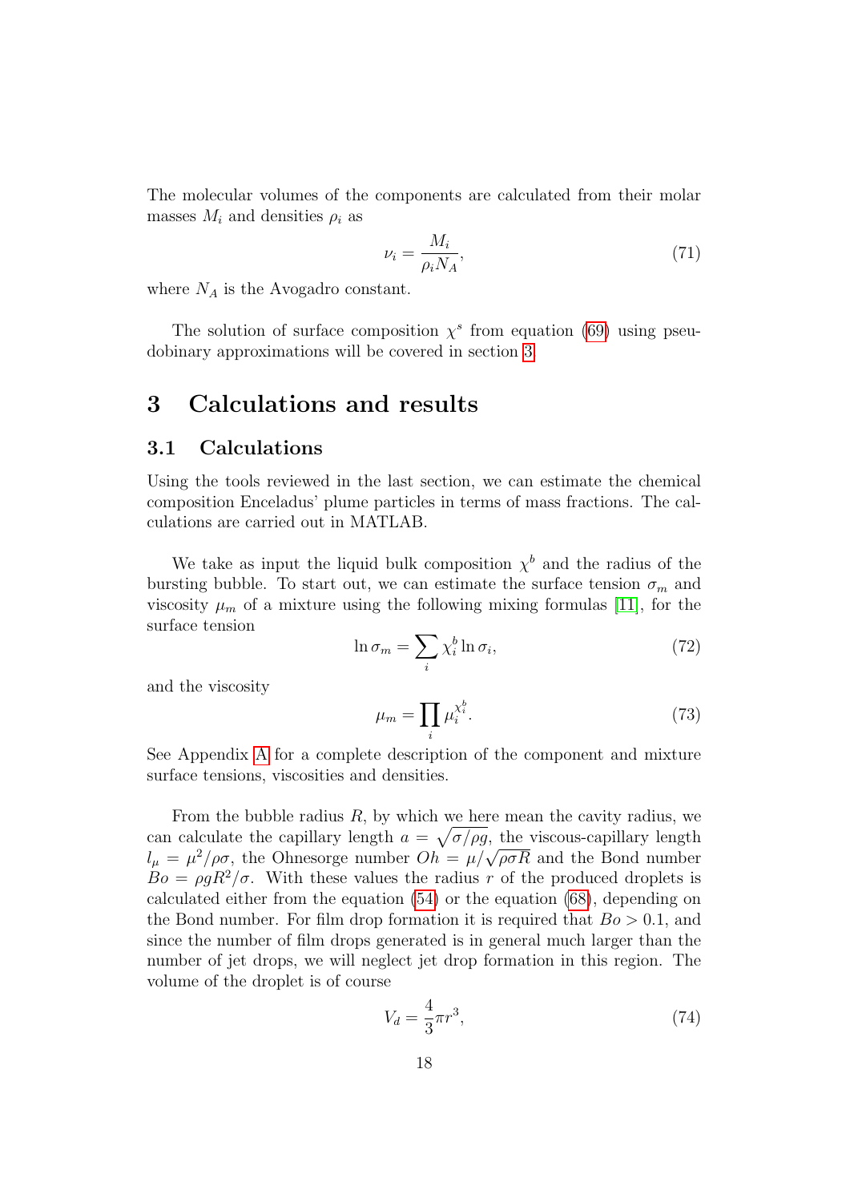The molecular volumes of the components are calculated from their molar masses $M_i$ and densities $\rho_i$ as

$$\nu_i = \frac{M_i}{\rho_i N_A}, \tag{71}$$

where $N_A$ is the Avogadro constant.

The solution of surface composition $\chi^s$ from equation (69) using pseudobinary approximations will be covered in section 3.

# 3 Calculations and results

## 3.1 Calculations

Using the tools reviewed in the last section, we can estimate the chemical composition Enceladus' plume particles in terms of mass fractions. The calculations are carried out in MATLAB.

We take as input the liquid bulk composition $\chi^b$ and the radius of the bursting bubble. To start out, we can estimate the surface tension $\sigma_m$ and viscosity $\mu_m$ of a mixture using the following mixing formulas [11], for the surface tension

$$\ln \sigma_m = \sum_i \chi_i^b \ln \sigma_i, \tag{72}$$

and the viscosity

$$\mu_m = \prod_i \mu_i^{\chi_i^b}. \tag{73}$$

See Appendix A for a complete description of the component and mixture surface tensions, viscosities and densities.

From the bubble radius $R$, by which we here mean the cavity radius, we can calculate the capillary length $a = \sqrt{\sigma/\rho g}$, the viscous-capillary length $l_\mu = \mu^2/\rho\sigma$, the Ohnesorge number $Oh = \mu/\sqrt{\rho\sigma R}$ and the Bond number $Bo = \rho g R^2/\sigma$. With these values the radius $r$ of the produced droplets is calculated either from the equation (54) or the equation (68), depending on the Bond number. For film drop formation it is required that $Bo > 0.1$, and since the number of film drops generated is in general much larger than the number of jet drops, we will neglect jet drop formation in this region. The volume of the droplet is of course

$$V_d = \frac{4}{3}\pi r^3, \tag{74}$$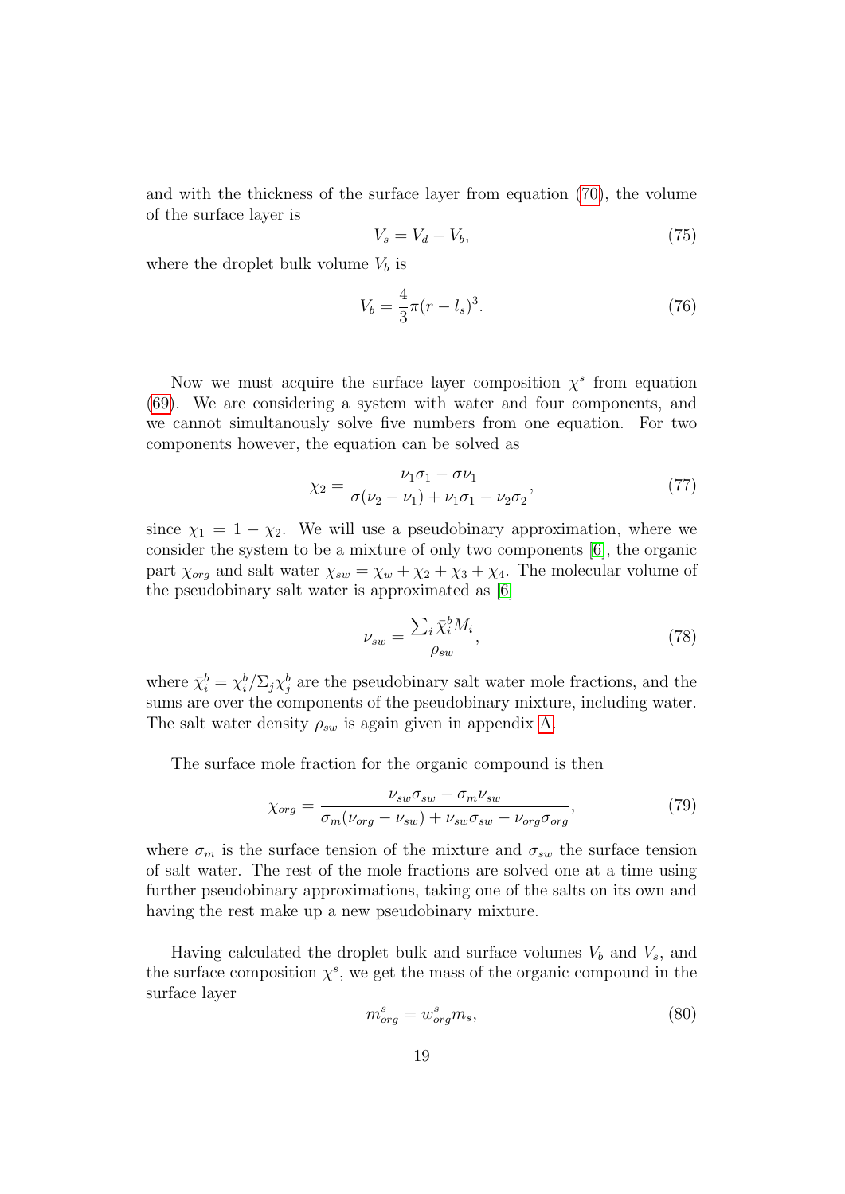and with the thickness of the surface layer from equation (70), the volume of the surface layer is

$$V_s = V_d - V_b, \tag{75}$$

where the droplet bulk volume $V_b$ is

$$V_b = \frac{4}{3}\pi(r - l_s)^3. \tag{76}$$

Now we must acquire the surface layer composition $\chi^s$ from equation (69). We are considering a system with water and four components, and we cannot simultanously solve five numbers from one equation. For two components however, the equation can be solved as

$$\chi_2 = \frac{\nu_1\sigma_1 - \sigma\nu_1}{\sigma(\nu_2 - \nu_1) + \nu_1\sigma_1 - \nu_2\sigma_2}, \tag{77}$$

since $\chi_1 = 1 - \chi_2$. We will use a pseudobinary approximation, where we consider the system to be a mixture of only two components [6], the organic part $\chi_{org}$ and salt water $\chi_{sw} = \chi_w + \chi_2 + \chi_3 + \chi_4$. The molecular volume of the pseudobinary salt water is approximated as [6]

$$\nu_{sw} = \frac{\sum_i \bar{\chi}_i^b M_i}{\rho_{sw}}, \tag{78}$$

where $\bar{\chi}_i^b = \chi_i^b / \Sigma_j \chi_j^b$ are the pseudobinary salt water mole fractions, and the sums are over the components of the pseudobinary mixture, including water. The salt water density $\rho_{sw}$ is again given in appendix A.

The surface mole fraction for the organic compound is then

$$\chi_{org} = \frac{\nu_{sw}\sigma_{sw} - \sigma_m\nu_{sw}}{\sigma_m(\nu_{org} - \nu_{sw}) + \nu_{sw}\sigma_{sw} - \nu_{org}\sigma_{org}}, \tag{79}$$

where $\sigma_m$ is the surface tension of the mixture and $\sigma_{sw}$ the surface tension of salt water. The rest of the mole fractions are solved one at a time using further pseudobinary approximations, taking one of the salts on its own and having the rest make up a new pseudobinary mixture.

Having calculated the droplet bulk and surface volumes $V_b$ and $V_s$, and the surface composition $\chi^s$, we get the mass of the organic compound in the surface layer

$$m_{org}^s = w_{org}^s m_s, \tag{80}$$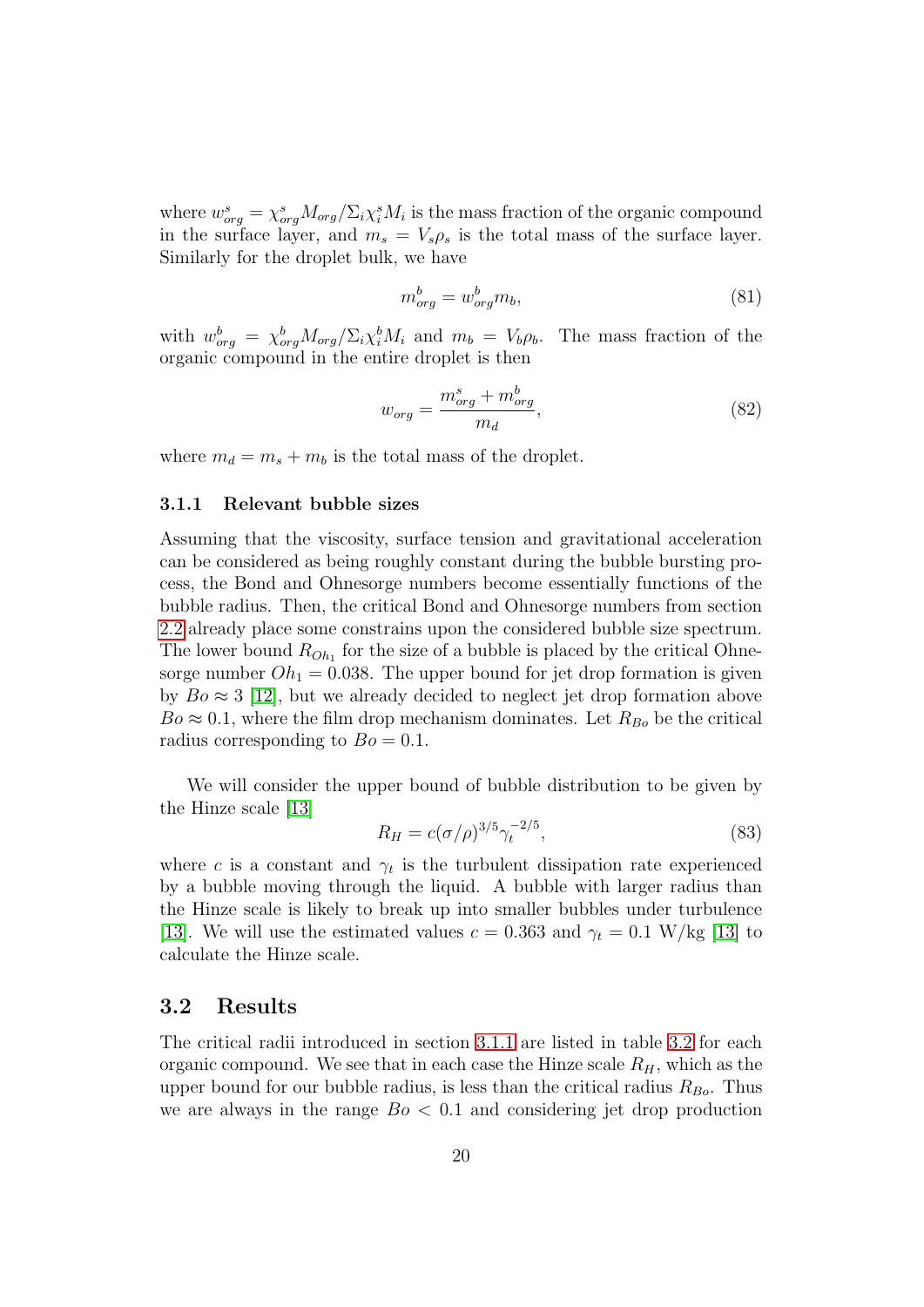where $w^s_{org} = \chi^s_{org} M_{org} / \Sigma_i \chi^s_i M_i$ is the mass fraction of the organic compound in the surface layer, and $m_s = V_s \rho_s$ is the total mass of the surface layer. Similarly for the droplet bulk, we have

$$m^b_{org} = w^b_{org} m_b, \tag{81}$$

with $w^b_{org} = \chi^b_{org} M_{org} / \Sigma_i \chi^b_i M_i$ and $m_b = V_b \rho_b$. The mass fraction of the organic compound in the entire droplet is then

$$w_{org} = \frac{m^s_{org} + m^b_{org}}{m_d}, \tag{82}$$

where $m_d = m_s + m_b$ is the total mass of the droplet.

### 3.1.1 Relevant bubble sizes

Assuming that the viscosity, surface tension and gravitational acceleration can be considered as being roughly constant during the bubble bursting process, the Bond and Ohnesorge numbers become essentially functions of the bubble radius. Then, the critical Bond and Ohnesorge numbers from section 2.2 already place some constrains upon the considered bubble size spectrum. The lower bound $R_{Oh_1}$ for the size of a bubble is placed by the critical Ohnesorge number $Oh_1 = 0.038$. The upper bound for jet drop formation is given by $Bo \approx 3$ [12], but we already decided to neglect jet drop formation above $Bo \approx 0.1$, where the film drop mechanism dominates. Let $R_{Bo}$ be the critical radius corresponding to $Bo = 0.1$.

We will consider the upper bound of bubble distribution to be given by the Hinze scale [13]

$$R_H = c(\sigma/\rho)^{3/5} \gamma_t^{-2/5}, \tag{83}$$

where $c$ is a constant and $\gamma_t$ is the turbulent dissipation rate experienced by a bubble moving through the liquid. A bubble with larger radius than the Hinze scale is likely to break up into smaller bubbles under turbulence [13]. We will use the estimated values $c = 0.363$ and $\gamma_t = 0.1$ W/kg [13] to calculate the Hinze scale.

## 3.2 Results

The critical radii introduced in section 3.1.1 are listed in table 3.2 for each organic compound. We see that in each case the Hinze scale $R_H$, which as the upper bound for our bubble radius, is less than the critical radius $R_{Bo}$. Thus we are always in the range $Bo < 0.1$ and considering jet drop production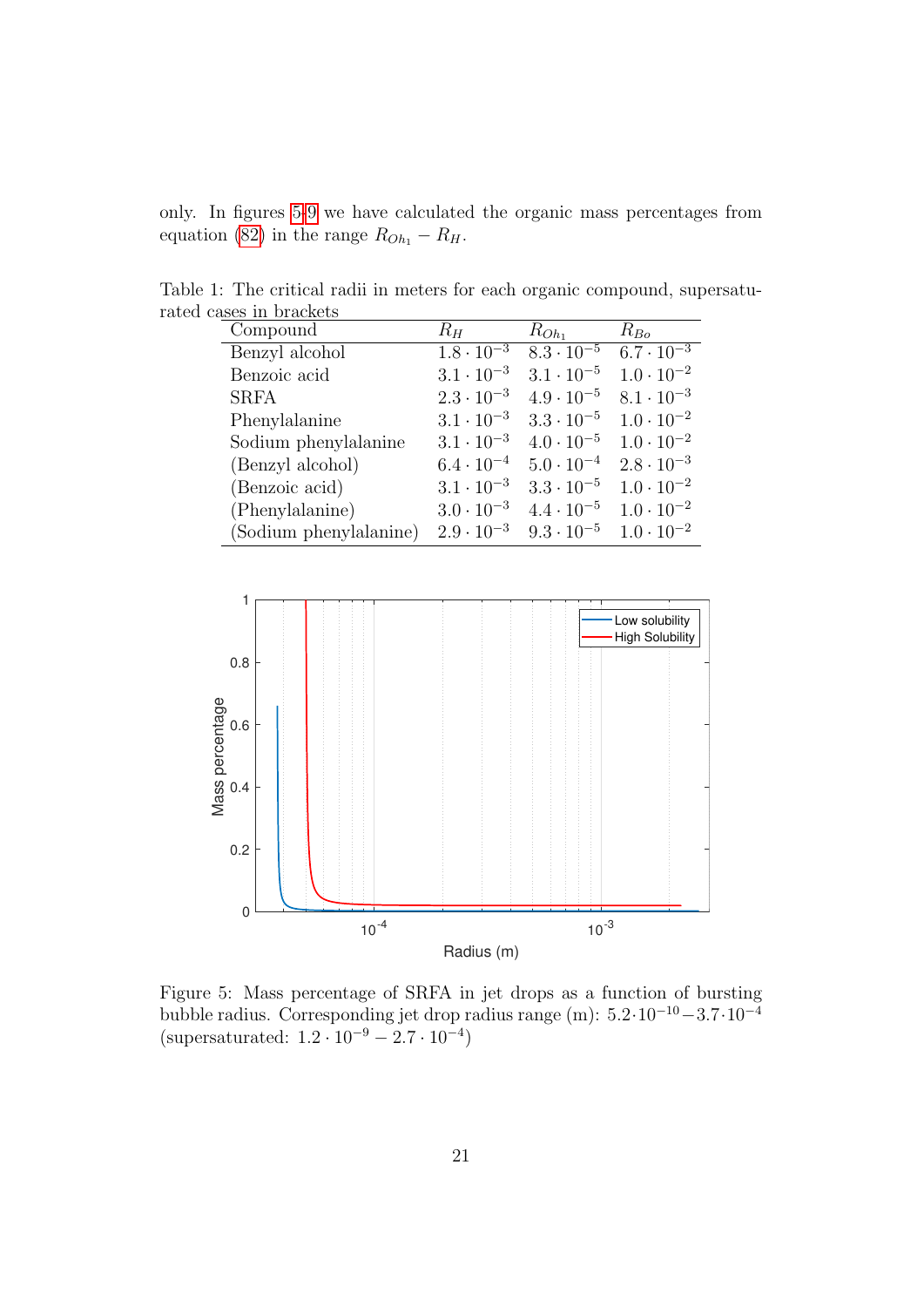only. In figures 5-9 we have calculated the organic mass percentages from equation (82) in the range $R_{Oh_1} - R_H$.

Table 1: The critical radii in meters for each organic compound, supersaturated cases in brackets

| Compound | $R_H$ | $R_{Oh_1}$ | $R_{Bo}$ |
|---|---|---|---|
| Benzyl alcohol | $1.8 \cdot 10^{-3}$ | $8.3 \cdot 10^{-5}$ | $6.7 \cdot 10^{-3}$ |
| Benzoic acid | $3.1 \cdot 10^{-3}$ | $3.1 \cdot 10^{-5}$ | $1.0 \cdot 10^{-2}$ |
| SRFA | $2.3 \cdot 10^{-3}$ | $4.9 \cdot 10^{-5}$ | $8.1 \cdot 10^{-3}$ |
| Phenylalanine | $3.1 \cdot 10^{-3}$ | $3.3 \cdot 10^{-5}$ | $1.0 \cdot 10^{-2}$ |
| Sodium phenylalanine | $3.1 \cdot 10^{-3}$ | $4.0 \cdot 10^{-5}$ | $1.0 \cdot 10^{-2}$ |
| (Benzyl alcohol) | $6.4 \cdot 10^{-4}$ | $5.0 \cdot 10^{-4}$ | $2.8 \cdot 10^{-3}$ |
| (Benzoic acid) | $3.1 \cdot 10^{-3}$ | $3.3 \cdot 10^{-5}$ | $1.0 \cdot 10^{-2}$ |
| (Phenylalanine) | $3.0 \cdot 10^{-3}$ | $4.4 \cdot 10^{-5}$ | $1.0 \cdot 10^{-2}$ |
| (Sodium phenylalanine) | $2.9 \cdot 10^{-3}$ | $9.3 \cdot 10^{-5}$ | $1.0 \cdot 10^{-2}$ |

Figure 5: Mass percentage of SRFA in jet drops as a function of bursting bubble radius. Corresponding jet drop radius range (m): $5.2 \cdot 10^{-10} - 3.7 \cdot 10^{-4}$ (supersaturated: $1.2 \cdot 10^{-9} - 2.7 \cdot 10^{-4}$)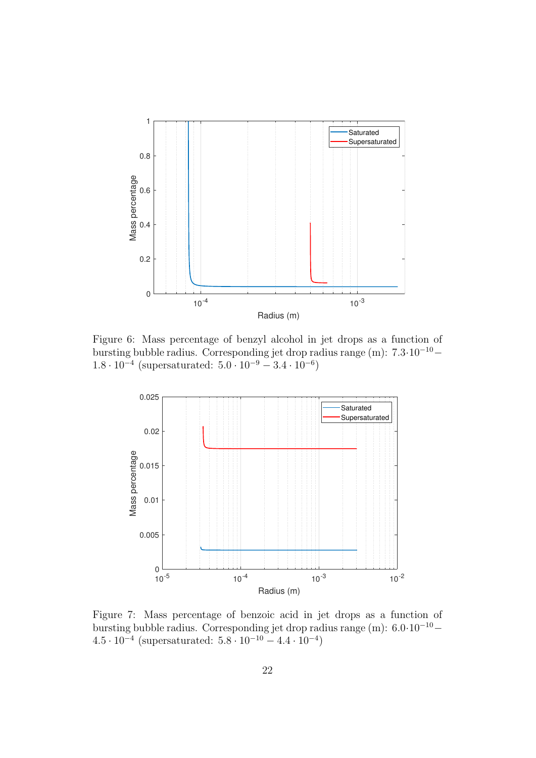Figure 6: Mass percentage of benzyl alcohol in jet drops as a function of bursting bubble radius. Corresponding jet drop radius range (m): $7.3 \cdot 10^{-10} - 1.8 \cdot 10^{-4}$ (supersaturated: $5.0 \cdot 10^{-9} - 3.4 \cdot 10^{-6}$)

Figure 7: Mass percentage of benzoic acid in jet drops as a function of bursting bubble radius. Corresponding jet drop radius range (m): $6.0 \cdot 10^{-10} - 4.5 \cdot 10^{-4}$ (supersaturated: $5.8 \cdot 10^{-10} - 4.4 \cdot 10^{-4}$)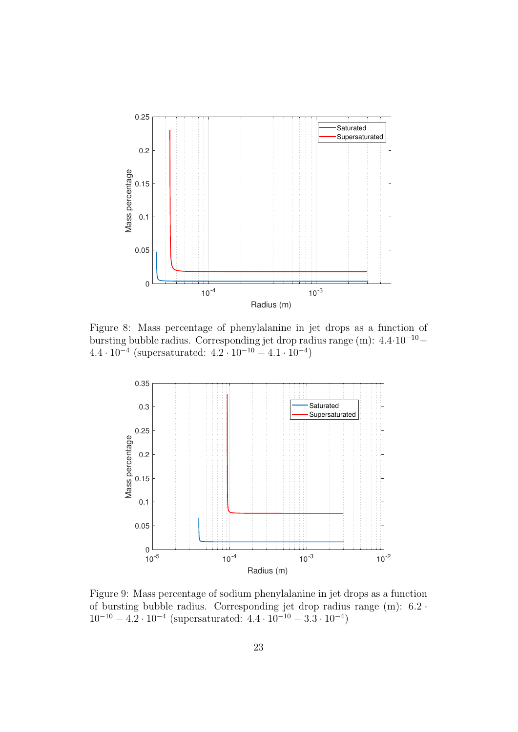Figure 8: Mass percentage of phenylalanine in jet drops as a function of bursting bubble radius. Corresponding jet drop radius range (m): $4.4 \cdot 10^{-10} - 4.4 \cdot 10^{-4}$ (supersaturated: $4.2 \cdot 10^{-10} - 4.1 \cdot 10^{-4}$)

Figure 9: Mass percentage of sodium phenylalanine in jet drops as a function of bursting bubble radius. Corresponding jet drop radius range (m): $6.2 \cdot 10^{-10} - 4.2 \cdot 10^{-4}$ (supersaturated: $4.4 \cdot 10^{-10} - 3.3 \cdot 10^{-4}$)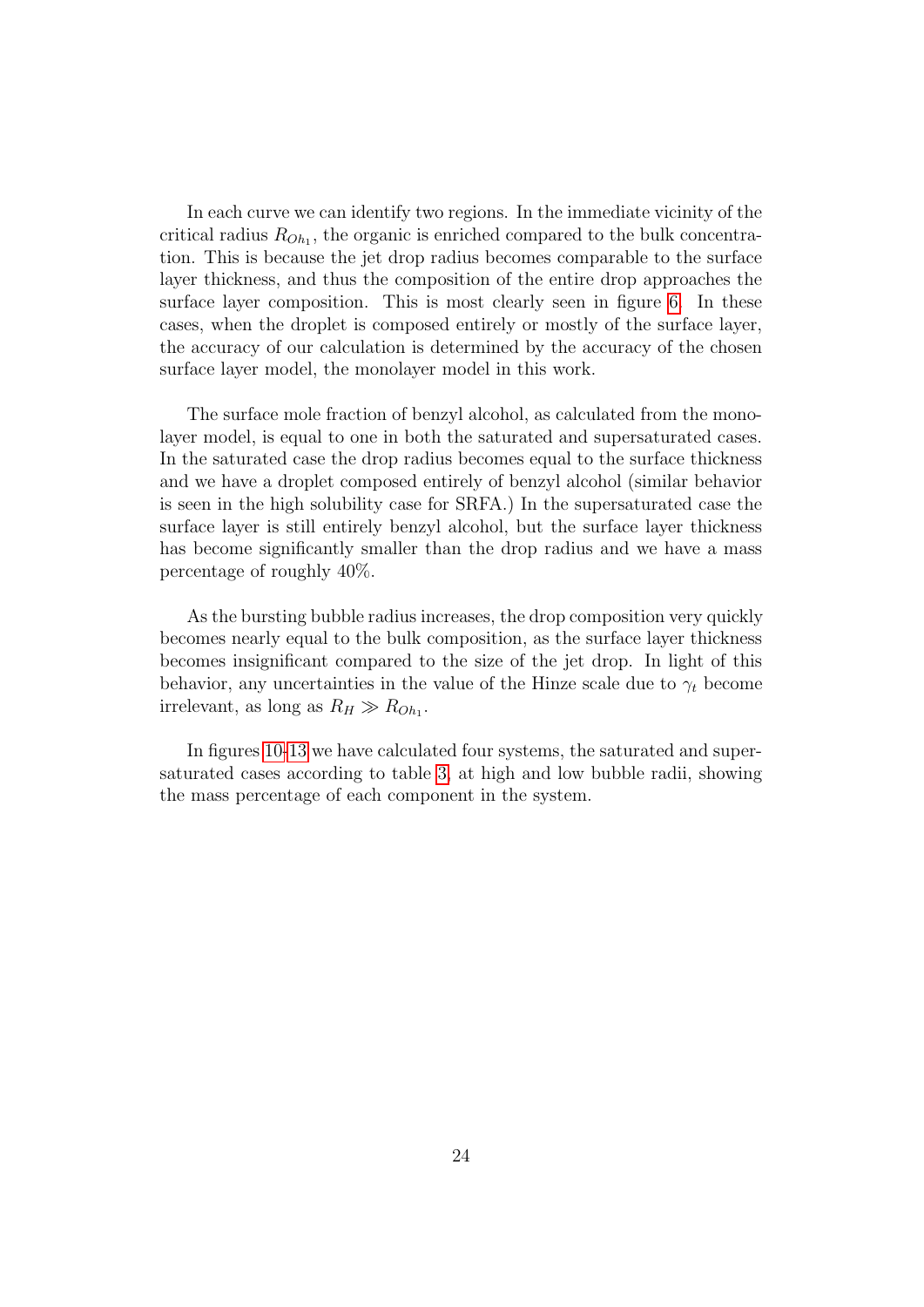In each curve we can identify two regions. In the immediate vicinity of the critical radius $R_{Oh_1}$, the organic is enriched compared to the bulk concentration. This is because the jet drop radius becomes comparable to the surface layer thickness, and thus the composition of the entire drop approaches the surface layer composition. This is most clearly seen in figure 6. In these cases, when the droplet is composed entirely or mostly of the surface layer, the accuracy of our calculation is determined by the accuracy of the chosen surface layer model, the monolayer model in this work.

The surface mole fraction of benzyl alcohol, as calculated from the monolayer model, is equal to one in both the saturated and supersaturated cases. In the saturated case the drop radius becomes equal to the surface thickness and we have a droplet composed entirely of benzyl alcohol (similar behavior is seen in the high solubility case for SRFA.) In the supersaturated case the surface layer is still entirely benzyl alcohol, but the surface layer thickness has become significantly smaller than the drop radius and we have a mass percentage of roughly 40%.

As the bursting bubble radius increases, the drop composition very quickly becomes nearly equal to the bulk composition, as the surface layer thickness becomes insignificant compared to the size of the jet drop. In light of this behavior, any uncertainties in the value of the Hinze scale due to $\gamma_t$ become irrelevant, as long as $R_H \gg R_{Oh_1}$.

In figures 10-13 we have calculated four systems, the saturated and supersaturated cases according to table 3, at high and low bubble radii, showing the mass percentage of each component in the system.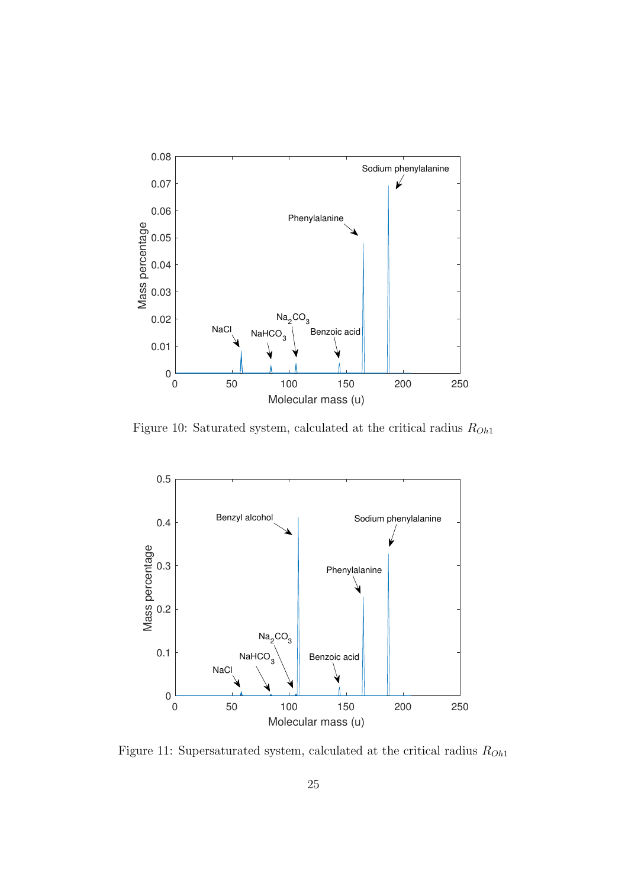Figure 10: Saturated system, calculated at the critical radius $R_{Oh1}$

Figure 11: Supersaturated system, calculated at the critical radius $R_{Oh1}$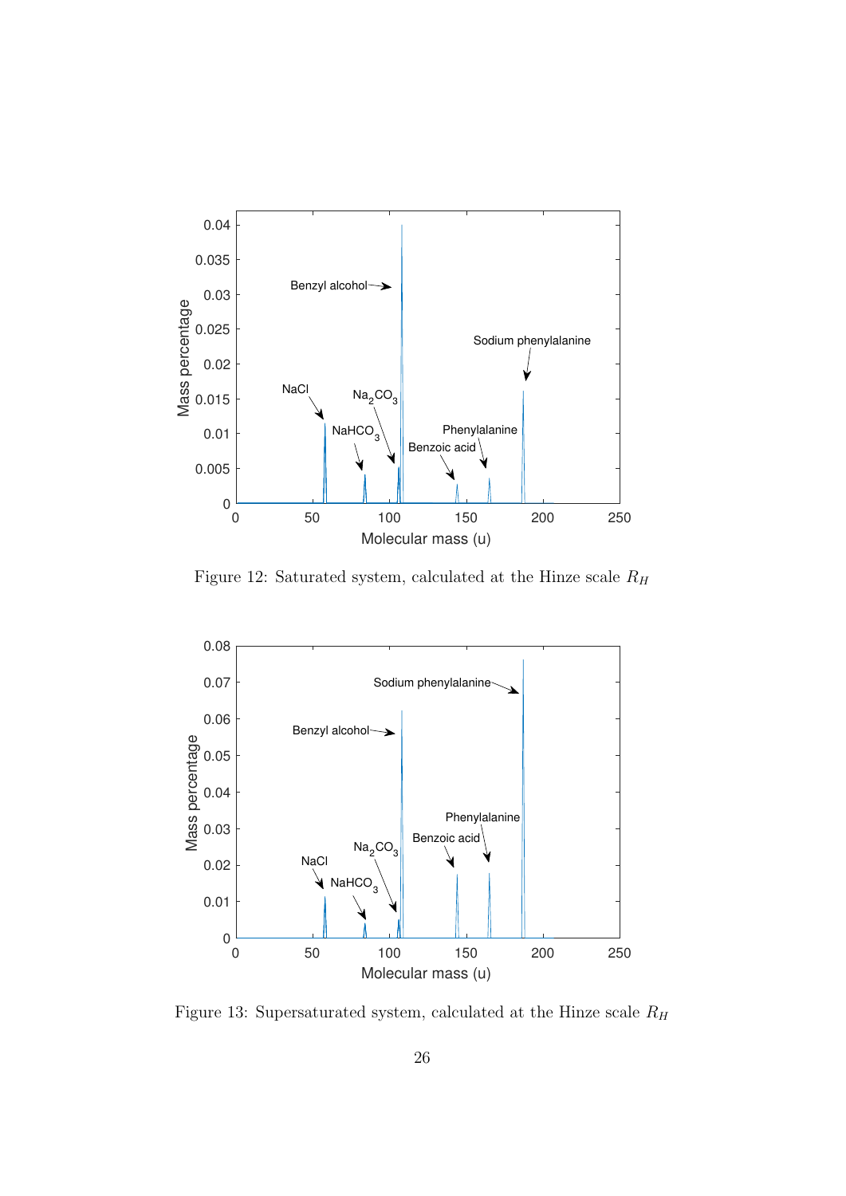Figure 12: Saturated system, calculated at the Hinze scale $R_H$

Figure 13: Supersaturated system, calculated at the Hinze scale $R_H$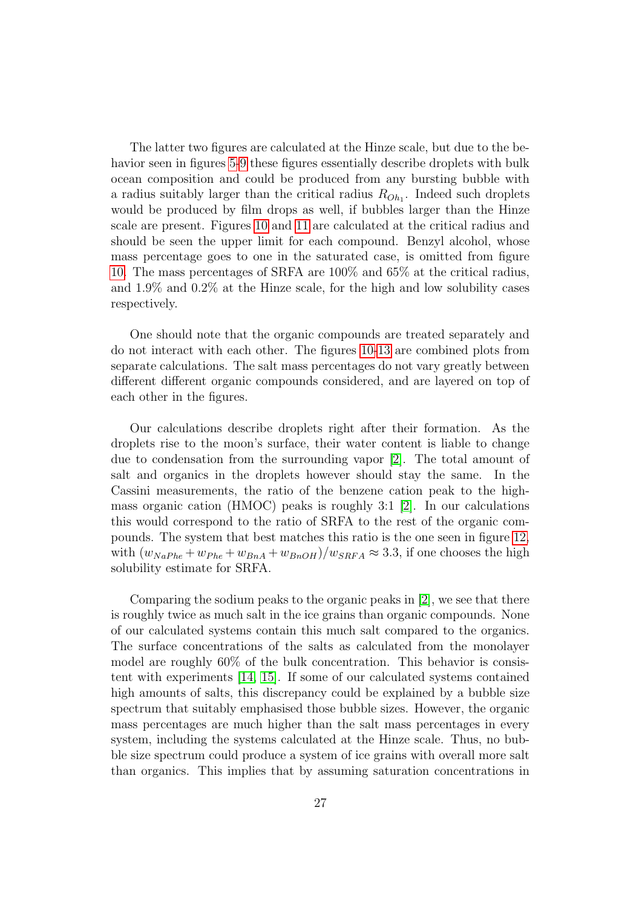The latter two figures are calculated at the Hinze scale, but due to the behavior seen in figures 5-9 these figures essentially describe droplets with bulk ocean composition and could be produced from any bursting bubble with a radius suitably larger than the critical radius $R_{Oh_1}$. Indeed such droplets would be produced by film drops as well, if bubbles larger than the Hinze scale are present. Figures 10 and 11 are calculated at the critical radius and should be seen the upper limit for each compound. Benzyl alcohol, whose mass percentage goes to one in the saturated case, is omitted from figure 10. The mass percentages of SRFA are 100% and 65% at the critical radius, and 1.9% and 0.2% at the Hinze scale, for the high and low solubility cases respectively.

One should note that the organic compounds are treated separately and do not interact with each other. The figures 10-13 are combined plots from separate calculations. The salt mass percentages do not vary greatly between different different organic compounds considered, and are layered on top of each other in the figures.

Our calculations describe droplets right after their formation. As the droplets rise to the moon's surface, their water content is liable to change due to condensation from the surrounding vapor [2]. The total amount of salt and organics in the droplets however should stay the same. In the Cassini measurements, the ratio of the benzene cation peak to the high-mass organic cation (HMOC) peaks is roughly 3:1 [2]. In our calculations this would correspond to the ratio of SRFA to the rest of the organic compounds. The system that best matches this ratio is the one seen in figure 12, with $(w_{NaPhe} + w_{Phe} + w_{BnA} + w_{BnOH})/w_{SRFA} \approx 3.3$, if one chooses the high solubility estimate for SRFA.

Comparing the sodium peaks to the organic peaks in [2], we see that there is roughly twice as much salt in the ice grains than organic compounds. None of our calculated systems contain this much salt compared to the organics. The surface concentrations of the salts as calculated from the monolayer model are roughly 60% of the bulk concentration. This behavior is consistent with experiments [14, 15]. If some of our calculated systems contained high amounts of salts, this discrepancy could be explained by a bubble size spectrum that suitably emphasised those bubble sizes. However, the organic mass percentages are much higher than the salt mass percentages in every system, including the systems calculated at the Hinze scale. Thus, no bubble size spectrum could produce a system of ice grains with overall more salt than organics. This implies that by assuming saturation concentrations in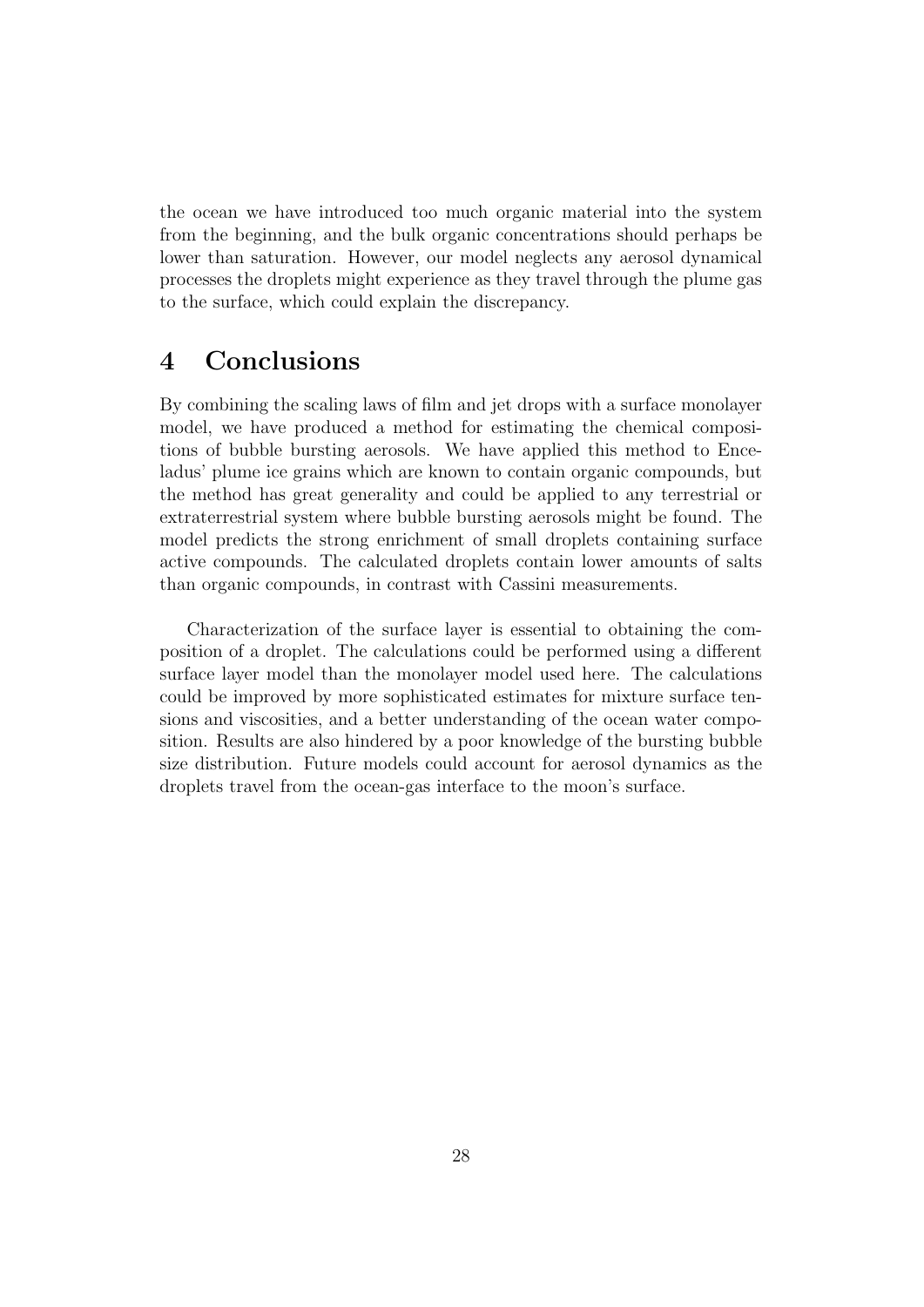the ocean we have introduced too much organic material into the system from the beginning, and the bulk organic concentrations should perhaps be lower than saturation. However, our model neglects any aerosol dynamical processes the droplets might experience as they travel through the plume gas to the surface, which could explain the discrepancy.

# 4 Conclusions

By combining the scaling laws of film and jet drops with a surface monolayer model, we have produced a method for estimating the chemical compositions of bubble bursting aerosols. We have applied this method to Enceladus' plume ice grains which are known to contain organic compounds, but the method has great generality and could be applied to any terrestrial or extraterrestrial system where bubble bursting aerosols might be found. The model predicts the strong enrichment of small droplets containing surface active compounds. The calculated droplets contain lower amounts of salts than organic compounds, in contrast with Cassini measurements.

Characterization of the surface layer is essential to obtaining the composition of a droplet. The calculations could be performed using a different surface layer model than the monolayer model used here. The calculations could be improved by more sophisticated estimates for mixture surface tensions and viscosities, and a better understanding of the ocean water composition. Results are also hindered by a poor knowledge of the bursting bubble size distribution. Future models could account for aerosol dynamics as the droplets travel from the ocean-gas interface to the moon's surface.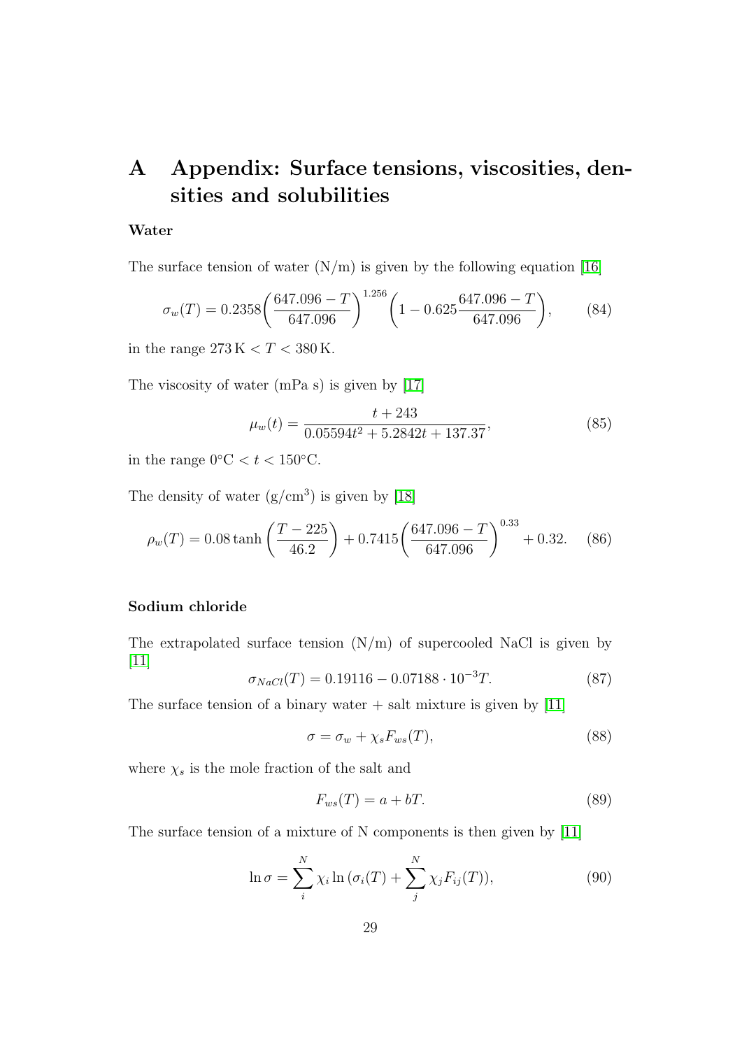# A Appendix: Surface tensions, viscosities, densities and solubilities

**Water**

The surface tension of water (N/m) is given by the following equation [16]

$$\sigma_w(T) = 0.2358\left(\frac{647.096 - T}{647.096}\right)^{1.256}\left(1 - 0.625\frac{647.096 - T}{647.096}\right), \tag{84}$$

in the range $273\,\mathrm{K} < T < 380\,\mathrm{K}$.

The viscosity of water (mPa s) is given by [17]

$$\mu_w(t) = \frac{t + 243}{0.05594t^2 + 5.2842t + 137.37}, \tag{85}$$

in the range $0^\circ\mathrm{C} < t < 150^\circ\mathrm{C}$.

The density of water ($\mathrm{g/cm^3}$) is given by [18]

$$\rho_w(T) = 0.08\tanh\left(\frac{T - 225}{46.2}\right) + 0.7415\left(\frac{647.096 - T}{647.096}\right)^{0.33} + 0.32. \tag{86}$$

**Sodium chloride**

The extrapolated surface tension (N/m) of supercooled NaCl is given by [11]

$$\sigma_{NaCl}(T) = 0.19116 - 0.07188 \cdot 10^{-3}T. \tag{87}$$

The surface tension of a binary water + salt mixture is given by [11]

$$\sigma = \sigma_w + \chi_s F_{ws}(T), \tag{88}$$

where $\chi_s$ is the mole fraction of the salt and

$$F_{ws}(T) = a + bT. \tag{89}$$

The surface tension of a mixture of N components is then given by [11]

$$\ln\sigma = \sum_i^N \chi_i \ln\left(\sigma_i(T) + \sum_j^N \chi_j F_{ij}(T)\right), \tag{90}$$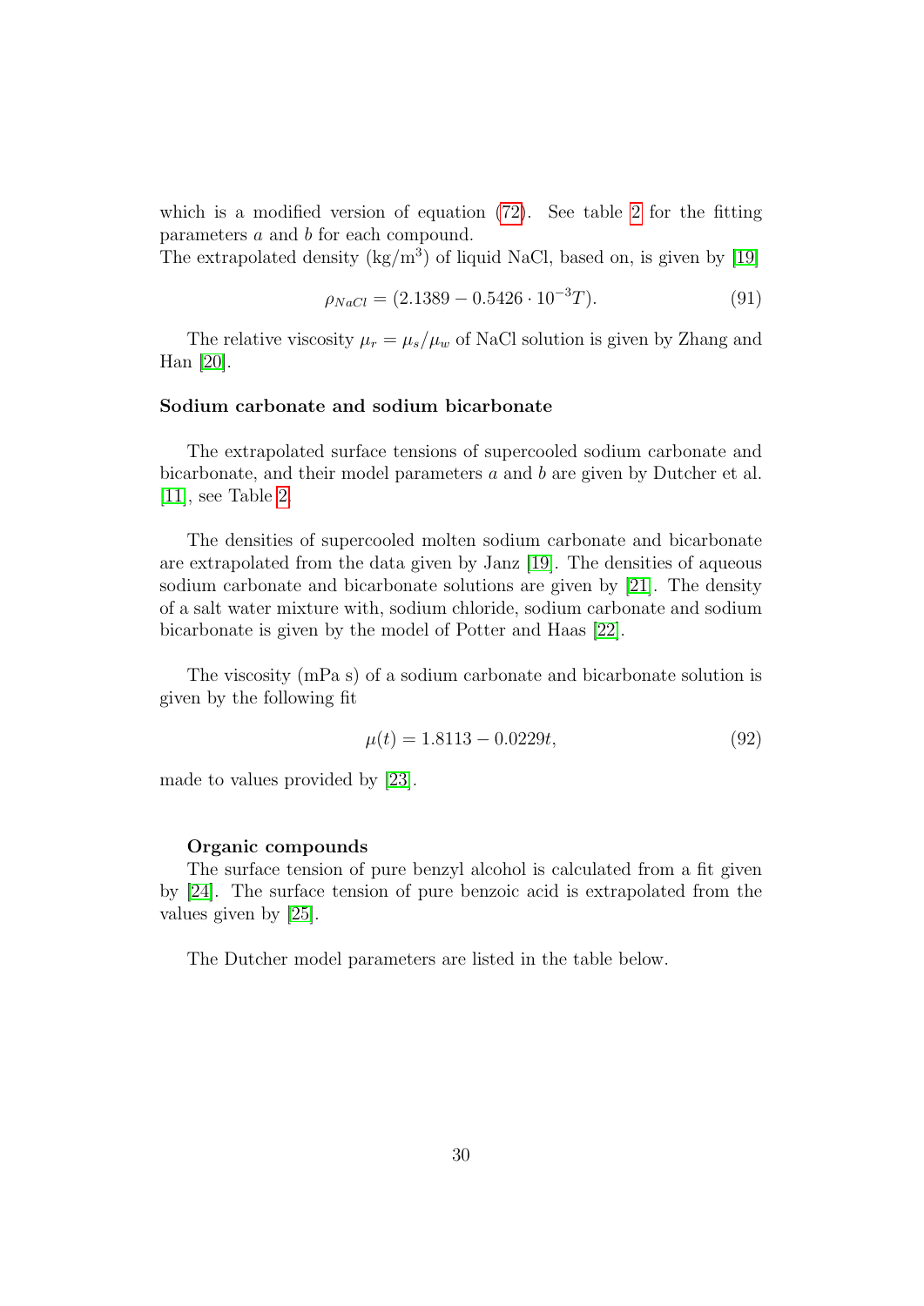which is a modified version of equation (72). See table 2 for the fitting parameters $a$ and $b$ for each compound.
The extrapolated density (kg/m$^3$) of liquid NaCl, based on, is given by [19]

$$\rho_{NaCl} = (2.1389 - 0.5426 \cdot 10^{-3}T). \tag{91}$$

The relative viscosity $\mu_r = \mu_s/\mu_w$ of NaCl solution is given by Zhang and Han [20].

**Sodium carbonate and sodium bicarbonate**

The extrapolated surface tensions of supercooled sodium carbonate and bicarbonate, and their model parameters $a$ and $b$ are given by Dutcher et al. [11], see Table 2

The densities of supercooled molten sodium carbonate and bicarbonate are extrapolated from the data given by Janz [19]. The densities of aqueous sodium carbonate and bicarbonate solutions are given by [21]. The density of a salt water mixture with, sodium chloride, sodium carbonate and sodium bicarbonate is given by the model of Potter and Haas [22].

The viscosity (mPa s) of a sodium carbonate and bicarbonate solution is given by the following fit

$$\mu(t) = 1.8113 - 0.0229t, \tag{92}$$

made to values provided by [23].

**Organic compounds**

The surface tension of pure benzyl alcohol is calculated from a fit given by [24]. The surface tension of pure benzoic acid is extrapolated from the values given by [25].

The Dutcher model parameters are listed in the table below.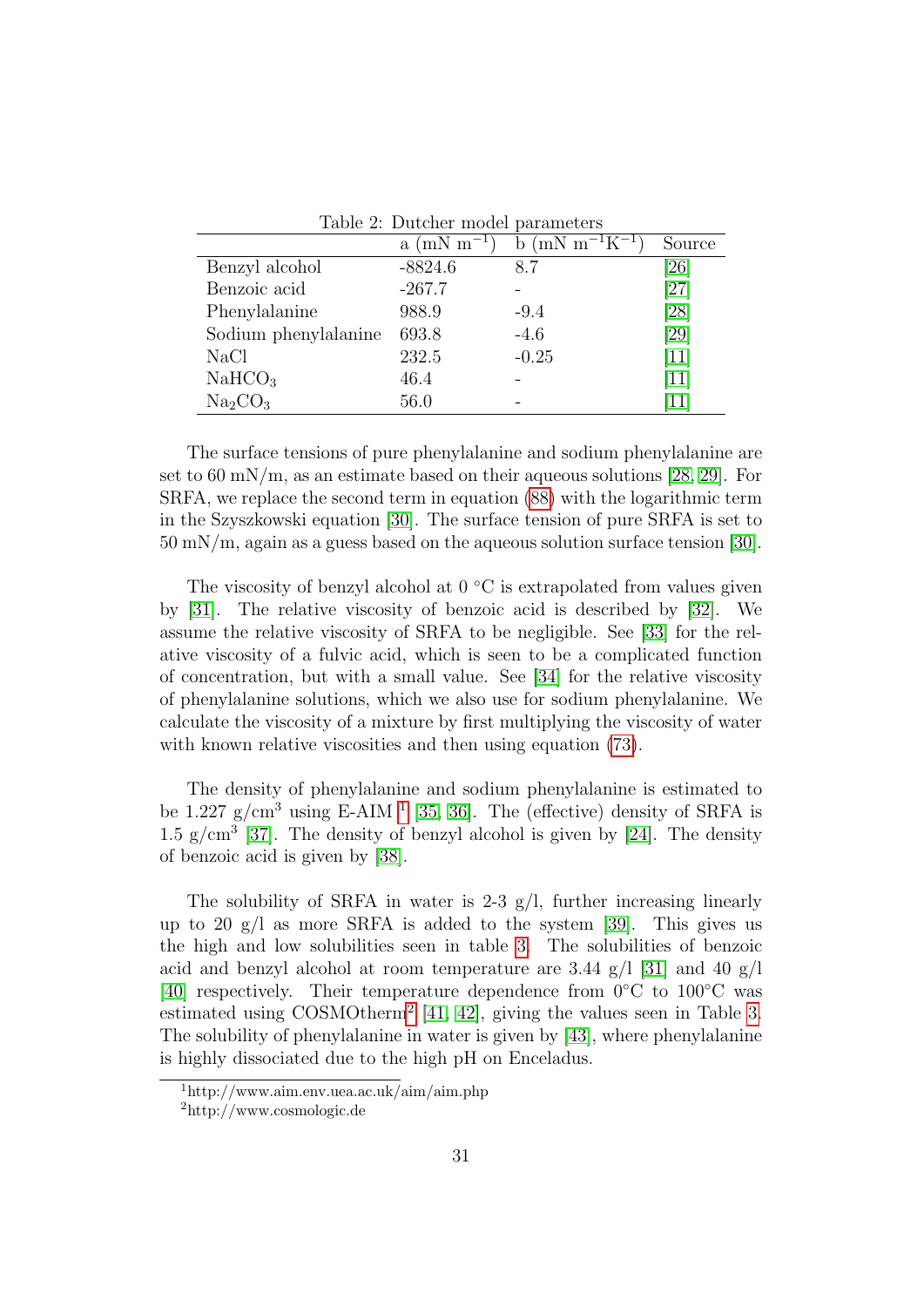Table 2: Dutcher model parameters

| | a (mN m$^{-1}$) | b (mN m$^{-1}$K$^{-1}$) | Source |
|---|---|---|---|
| Benzyl alcohol | -8824.6 | 8.7 | [26] |
| Benzoic acid | -267.7 | - | [27] |
| Phenylalanine | 988.9 | -9.4 | [28] |
| Sodium phenylalanine | 693.8 | -4.6 | [29] |
| NaCl | 232.5 | -0.25 | [11] |
| $NaHCO_3$ | 46.4 | - | [11] |
| $Na_2CO_3$ | 56.0 | - | [11] |

The surface tensions of pure phenylalanine and sodium phenylalanine are set to 60 mN/m, as an estimate based on their aqueous solutions [28, 29]. For SRFA, we replace the second term in equation (88) with the logarithmic term in the Szyszkowski equation [30]. The surface tension of pure SRFA is set to 50 mN/m, again as a guess based on the aqueous solution surface tension [30].

The viscosity of benzyl alcohol at 0 °C is extrapolated from values given by [31]. The relative viscosity of benzoic acid is described by [32]. We assume the relative viscosity of SRFA to be negligible. See [33] for the relative viscosity of a fulvic acid, which is seen to be a complicated function of concentration, but with a small value. See [34] for the relative viscosity of phenylalanine solutions, which we also use for sodium phenylalanine. We calculate the viscosity of a mixture by first multiplying the viscosity of water with known relative viscosities and then using equation (73).

The density of phenylalanine and sodium phenylalanine is estimated to be 1.227 g/cm$^3$ using E-AIM [1] [35, 36]. The (effective) density of SRFA is 1.5 g/cm$^3$ [37]. The density of benzyl alcohol is given by [24]. The density of benzoic acid is given by [38].

The solubility of SRFA in water is 2-3 g/l, further increasing linearly up to 20 g/l as more SRFA is added to the system [39]. This gives us the high and low solubilities seen in table 3. The solubilities of benzoic acid and benzyl alcohol at room temperature are 3.44 g/l [31] and 40 g/l [40] respectively. Their temperature dependence from 0°C to 100°C was estimated using COSMOtherm[2] [41, 42], giving the values seen in Table 3. The solubility of phenylalanine in water is given by [43], where phenylalanine is highly dissociated due to the high pH on Enceladus.

[1] http://www.aim.env.uea.ac.uk/aim/aim.php

[2] http://www.cosmologic.de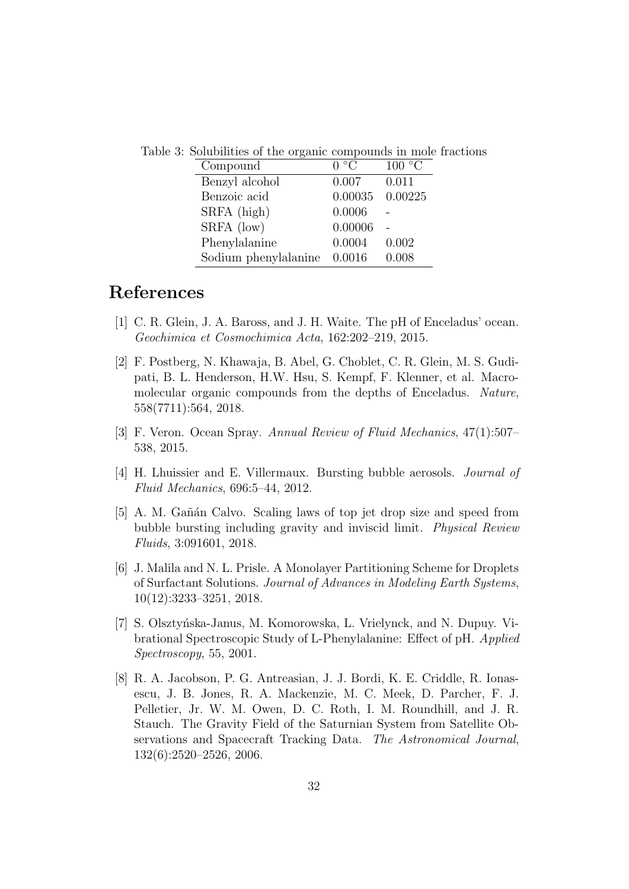Table 3: Solubilities of the organic compounds in mole fractions

| Compound | 0 °C | 100 °C |
|---|---|---|
| Benzyl alcohol | 0.007 | 0.011 |
| Benzoic acid | 0.00035 | 0.00225 |
| SRFA (high) | 0.0006 | - |
| SRFA (low) | 0.00006 | - |
| Phenylalanine | 0.0004 | 0.002 |
| Sodium phenylalanine | 0.0016 | 0.008 |

# References

[1] C. R. Glein, J. A. Baross, and J. H. Waite. The pH of Enceladus' ocean. *Geochimica et Cosmochimica Acta*, 162:202–219, 2015.

[2] F. Postberg, N. Khawaja, B. Abel, G. Choblet, C. R. Glein, M. S. Gudipati, B. L. Henderson, H.W. Hsu, S. Kempf, F. Klenner, et al. Macromolecular organic compounds from the depths of Enceladus. *Nature*, 558(7711):564, 2018.

[3] F. Veron. Ocean Spray. *Annual Review of Fluid Mechanics*, 47(1):507–538, 2015.

[4] H. Lhuissier and E. Villermaux. Bursting bubble aerosols. *Journal of Fluid Mechanics*, 696:5–44, 2012.

[5] A. M. Gañán Calvo. Scaling laws of top jet drop size and speed from bubble bursting including gravity and inviscid limit. *Physical Review Fluids*, 3:091601, 2018.

[6] J. Malila and N. L. Prisle. A Monolayer Partitioning Scheme for Droplets of Surfactant Solutions. *Journal of Advances in Modeling Earth Systems*, 10(12):3233–3251, 2018.

[7] S. Olsztyńska-Janus, M. Komorowska, L. Vrielynck, and N. Dupuy. Vibrational Spectroscopic Study of L-Phenylalanine: Effect of pH. *Applied Spectroscopy*, 55, 2001.

[8] R. A. Jacobson, P. G. Antreasian, J. J. Bordi, K. E. Criddle, R. Ionasescu, J. B. Jones, R. A. Mackenzie, M. C. Meek, D. Parcher, F. J. Pelletier, Jr. W. M. Owen, D. C. Roth, I. M. Roundhill, and J. R. Stauch. The Gravity Field of the Saturnian System from Satellite Observations and Spacecraft Tracking Data. *The Astronomical Journal*, 132(6):2520–2526, 2006.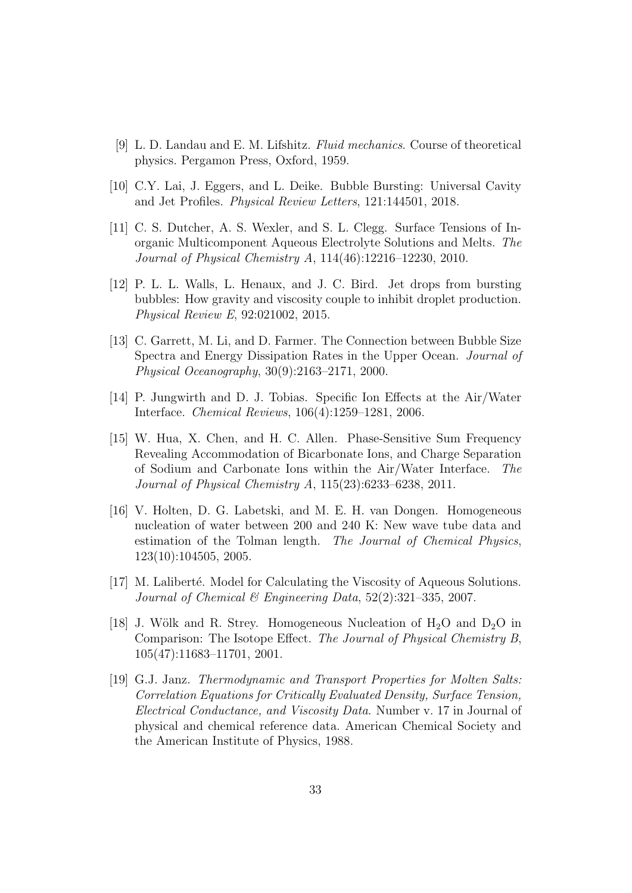[9] L. D. Landau and E. M. Lifshitz. *Fluid mechanics*. Course of theoretical physics. Pergamon Press, Oxford, 1959.

[10] C.Y. Lai, J. Eggers, and L. Deike. Bubble Bursting: Universal Cavity and Jet Profiles. *Physical Review Letters*, 121:144501, 2018.

[11] C. S. Dutcher, A. S. Wexler, and S. L. Clegg. Surface Tensions of Inorganic Multicomponent Aqueous Electrolyte Solutions and Melts. *The Journal of Physical Chemistry A*, 114(46):12216–12230, 2010.

[12] P. L. L. Walls, L. Henaux, and J. C. Bird. Jet drops from bursting bubbles: How gravity and viscosity couple to inhibit droplet production. *Physical Review E*, 92:021002, 2015.

[13] C. Garrett, M. Li, and D. Farmer. The Connection between Bubble Size Spectra and Energy Dissipation Rates in the Upper Ocean. *Journal of Physical Oceanography*, 30(9):2163–2171, 2000.

[14] P. Jungwirth and D. J. Tobias. Specific Ion Effects at the Air/Water Interface. *Chemical Reviews*, 106(4):1259–1281, 2006.

[15] W. Hua, X. Chen, and H. C. Allen. Phase-Sensitive Sum Frequency Revealing Accommodation of Bicarbonate Ions, and Charge Separation of Sodium and Carbonate Ions within the Air/Water Interface. *The Journal of Physical Chemistry A*, 115(23):6233–6238, 2011.

[16] V. Holten, D. G. Labetski, and M. E. H. van Dongen. Homogeneous nucleation of water between 200 and 240 K: New wave tube data and estimation of the Tolman length. *The Journal of Chemical Physics*, 123(10):104505, 2005.

[17] M. Laliberté. Model for Calculating the Viscosity of Aqueous Solutions. *Journal of Chemical & Engineering Data*, 52(2):321–335, 2007.

[18] J. Wölk and R. Strey. Homogeneous Nucleation of $H_2O$ and $D_2O$ in Comparison: The Isotope Effect. *The Journal of Physical Chemistry B*, 105(47):11683–11701, 2001.

[19] G.J. Janz. *Thermodynamic and Transport Properties for Molten Salts: Correlation Equations for Critically Evaluated Density, Surface Tension, Electrical Conductance, and Viscosity Data*. Number v. 17 in Journal of physical and chemical reference data. American Chemical Society and the American Institute of Physics, 1988.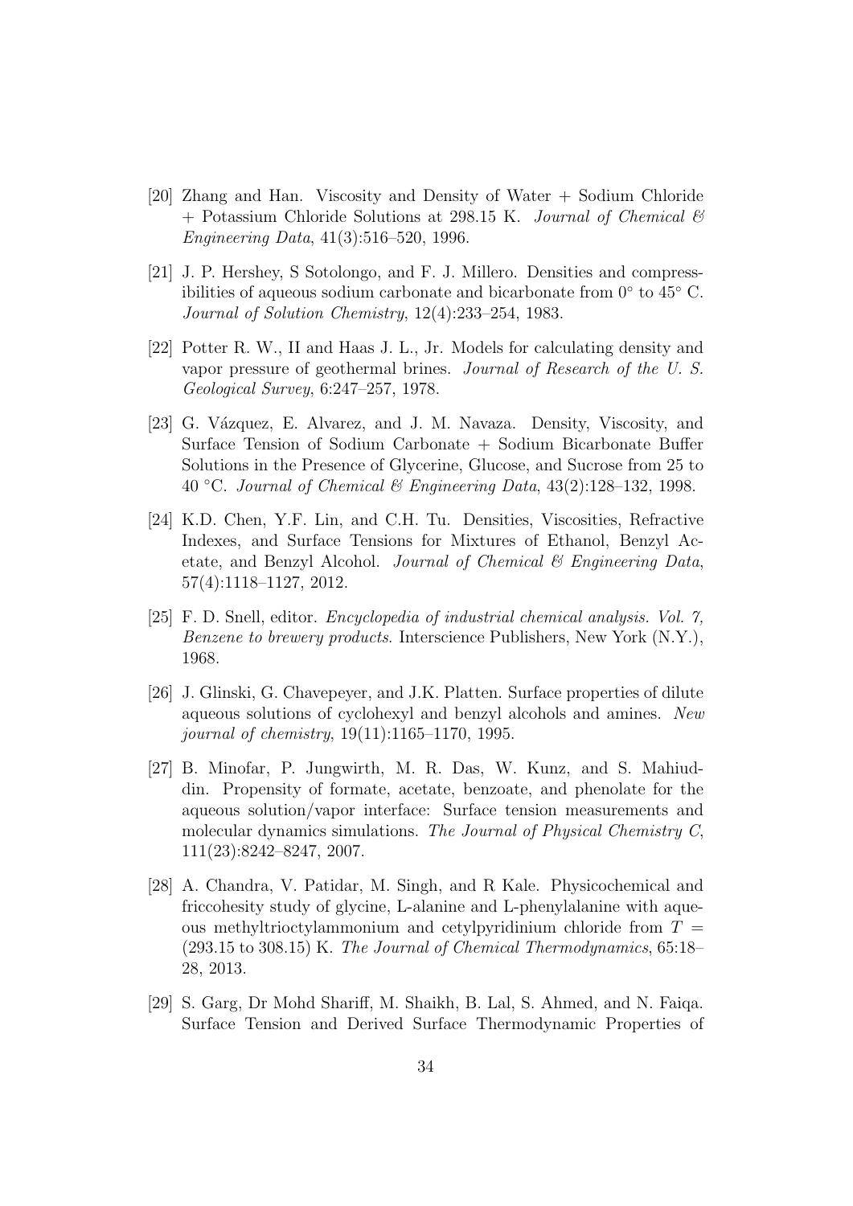[20] Zhang and Han. Viscosity and Density of Water + Sodium Chloride + Potassium Chloride Solutions at 298.15 K. *Journal of Chemical & Engineering Data*, 41(3):516–520, 1996.

[21] J. P. Hershey, S Sotolongo, and F. J. Millero. Densities and compressibilities of aqueous sodium carbonate and bicarbonate from 0° to 45° C. *Journal of Solution Chemistry*, 12(4):233–254, 1983.

[22] Potter R. W., II and Haas J. L., Jr. Models for calculating density and vapor pressure of geothermal brines. *Journal of Research of the U. S. Geological Survey*, 6:247–257, 1978.

[23] G. Vázquez, E. Alvarez, and J. M. Navaza. Density, Viscosity, and Surface Tension of Sodium Carbonate + Sodium Bicarbonate Buffer Solutions in the Presence of Glycerine, Glucose, and Sucrose from 25 to 40 °C. *Journal of Chemical & Engineering Data*, 43(2):128–132, 1998.

[24] K.D. Chen, Y.F. Lin, and C.H. Tu. Densities, Viscosities, Refractive Indexes, and Surface Tensions for Mixtures of Ethanol, Benzyl Acetate, and Benzyl Alcohol. *Journal of Chemical & Engineering Data*, 57(4):1118–1127, 2012.

[25] F. D. Snell, editor. *Encyclopedia of industrial chemical analysis. Vol. 7, Benzene to brewery products*. Interscience Publishers, New York (N.Y.), 1968.

[26] J. Glinski, G. Chavepeyer, and J.K. Platten. Surface properties of dilute aqueous solutions of cyclohexyl and benzyl alcohols and amines. *New journal of chemistry*, 19(11):1165–1170, 1995.

[27] B. Minofar, P. Jungwirth, M. R. Das, W. Kunz, and S. Mahiuddin. Propensity of formate, acetate, benzoate, and phenolate for the aqueous solution/vapor interface: Surface tension measurements and molecular dynamics simulations. *The Journal of Physical Chemistry C*, 111(23):8242–8247, 2007.

[28] A. Chandra, V. Patidar, M. Singh, and R Kale. Physicochemical and friccohesity study of glycine, L-alanine and L-phenylalanine with aqueous methyltrioctylammonium and cetylpyridinium chloride from $T =$ (293.15 to 308.15) K. *The Journal of Chemical Thermodynamics*, 65:18–28, 2013.

[29] S. Garg, Dr Mohd Shariff, M. Shaikh, B. Lal, S. Ahmed, and N. Faiqa. Surface Tension and Derived Surface Thermodynamic Properties of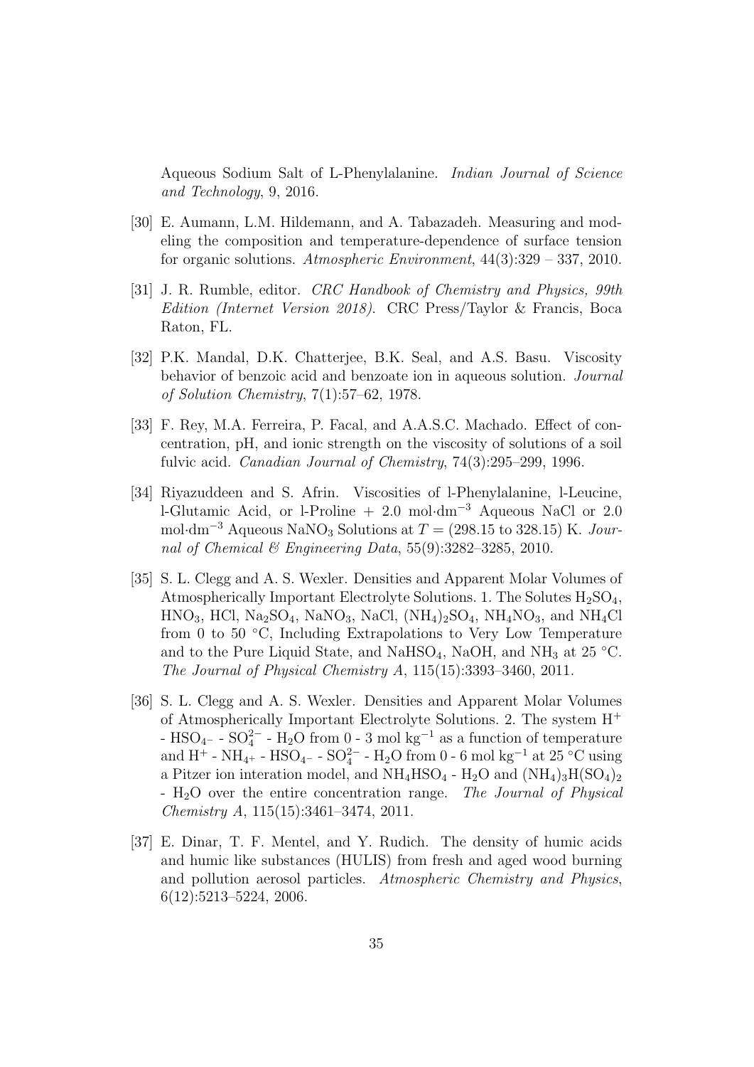Aqueous Sodium Salt of L-Phenylalanine. *Indian Journal of Science and Technology*, 9, 2016.

[30] E. Aumann, L.M. Hildemann, and A. Tabazadeh. Measuring and modeling the composition and temperature-dependence of surface tension for organic solutions. *Atmospheric Environment*, 44(3):329 – 337, 2010.

[31] J. R. Rumble, editor. *CRC Handbook of Chemistry and Physics, 99th Edition (Internet Version 2018)*. CRC Press/Taylor & Francis, Boca Raton, FL.

[32] P.K. Mandal, D.K. Chatterjee, B.K. Seal, and A.S. Basu. Viscosity behavior of benzoic acid and benzoate ion in aqueous solution. *Journal of Solution Chemistry*, 7(1):57–62, 1978.

[33] F. Rey, M.A. Ferreira, P. Facal, and A.A.S.C. Machado. Effect of concentration, pH, and ionic strength on the viscosity of solutions of a soil fulvic acid. *Canadian Journal of Chemistry*, 74(3):295–299, 1996.

[34] Riyazuddeen and S. Afrin. Viscosities of l-Phenylalanine, l-Leucine, l-Glutamic Acid, or l-Proline + 2.0 mol·dm$^{-3}$ Aqueous NaCl or 2.0 mol·dm$^{-3}$ Aqueous $NaNO_3$ Solutions at $T$ = (298.15 to 328.15) K. *Journal of Chemical & Engineering Data*, 55(9):3282–3285, 2010.

[35] S. L. Clegg and A. S. Wexler. Densities and Apparent Molar Volumes of Atmospherically Important Electrolyte Solutions. 1. The Solutes $H_2SO_4$, $HNO_3$, HCl, $Na_2SO_4$, $NaNO_3$, NaCl, $(NH_4)_2SO_4$, $NH_4NO_3$, and $NH_4Cl$ from 0 to 50 °C, Including Extrapolations to Very Low Temperature and to the Pure Liquid State, and $NaHSO_4$, NaOH, and $NH_3$ at 25 °C. *The Journal of Physical Chemistry A*, 115(15):3393–3460, 2011.

[36] S. L. Clegg and A. S. Wexler. Densities and Apparent Molar Volumes of Atmospherically Important Electrolyte Solutions. 2. The system $H^+$ - $HSO_{4^-}$ - $SO_4^{2-}$ - $H_2O$ from 0 - 3 mol kg$^{-1}$ as a function of temperature and $H^+$ - $NH_{4^+}$ - $HSO_{4^-}$ - $SO_4^{2-}$ - $H_2O$ from 0 - 6 mol kg$^{-1}$ at 25 °C using a Pitzer ion interation model, and $NH_4HSO_4$ - $H_2O$ and $(NH_4)_3H(SO_4)_2$ - $H_2O$ over the entire concentration range. *The Journal of Physical Chemistry A*, 115(15):3461–3474, 2011.

[37] E. Dinar, T. F. Mentel, and Y. Rudich. The density of humic acids and humic like substances (HULIS) from fresh and aged wood burning and pollution aerosol particles. *Atmospheric Chemistry and Physics*, 6(12):5213–5224, 2006.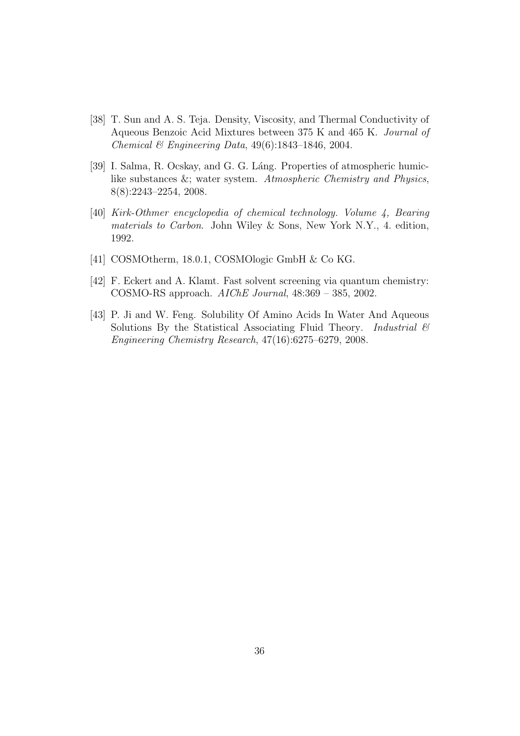[38] T. Sun and A. S. Teja. Density, Viscosity, and Thermal Conductivity of Aqueous Benzoic Acid Mixtures between 375 K and 465 K. *Journal of Chemical & Engineering Data*, 49(6):1843–1846, 2004.

[39] I. Salma, R. Ocskay, and G. G. Láng. Properties of atmospheric humic-like substances &; water system. *Atmospheric Chemistry and Physics*, 8(8):2243–2254, 2008.

[40] *Kirk-Othmer encyclopedia of chemical technology. Volume 4, Bearing materials to Carbon*. John Wiley & Sons, New York N.Y., 4. edition, 1992.

[41] COSMOtherm, 18.0.1, COSMOlogic GmbH & Co KG.

[42] F. Eckert and A. Klamt. Fast solvent screening via quantum chemistry: COSMO-RS approach. *AIChE Journal*, 48:369 – 385, 2002.

[43] P. Ji and W. Feng. Solubility Of Amino Acids In Water And Aqueous Solutions By the Statistical Associating Fluid Theory. *Industrial & Engineering Chemistry Research*, 47(16):6275–6279, 2008.